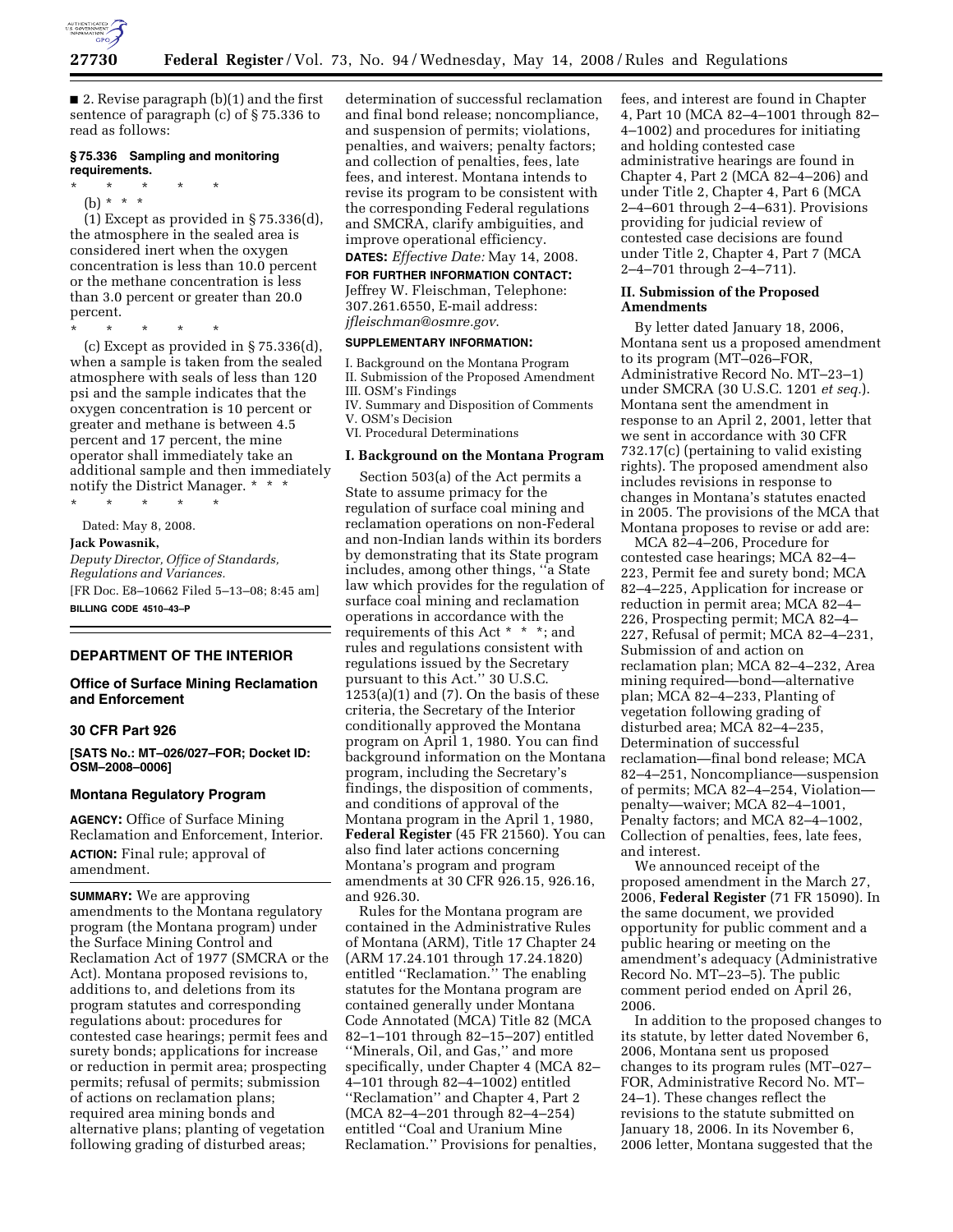■ 2. Revise paragraph (b)(1) and the first sentence of paragraph (c) of § 75.336 to read as follows:

**§ 75.336 Sampling and monitoring requirements.**

\* \* \* \* \*

(b) \* \* \*

(1) Except as provided in § 75.336(d), the atmosphere in the sealed area is considered inert when the oxygen concentration is less than 10.0 percent or the methane concentration is less than 3.0 percent or greater than 20.0 percent.

\* \* \* \* \*

(c) Except as provided in § 75.336(d), when a sample is taken from the sealed atmosphere with seals of less than 120 psi and the sample indicates that the oxygen concentration is 10 percent or greater and methane is between 4.5 percent and 17 percent, the mine operator shall immediately take an additional sample and then immediately notify the District Manager. \* \* \*

\* \* \* \* \*

Dated: May 8, 2008.

**Jack Powasnik,**

*Deputy Director, Office of Standards, Regulations and Variances.*

[FR Doc. E8–10662 Filed 5–13–08; 8:45 am]

**BILLING CODE 4510–43–P**

## DEPARTMENT OF THE INTERIOR

### Office of Surface Mining Reclamation and Enforcement

### 30 CFR Part 926

**[SATS No.: MT–026/027–FOR; Docket ID: OSM–2008–0006]**

### Montana Regulatory Program

**AGENCY:** Office of Surface Mining Reclamation and Enforcement, Interior.

**ACTION:** Final rule; approval of amendment.

**SUMMARY:** We are approving amendments to the Montana regulatory program (the Montana program) under the Surface Mining Control and Reclamation Act of 1977 (SMCRA or the Act). Montana proposed revisions to, additions to, and deletions from its program statutes and corresponding regulations about: procedures for contested case hearings; permit fees and surety bonds; applications for increase or reduction in permit area; prospecting permits; refusal of permits; submission of actions on reclamation plans; required area mining bonds and alternative plans; planting of vegetation following grading of disturbed areas; determination of successful reclamation and final bond release; noncompliance, and suspension of permits; violations, penalties, and waivers; penalty factors; and collection of penalties, fees, late fees, and interest. Montana intends to revise its program to be consistent with the corresponding Federal regulations and SMCRA, clarify ambiguities, and improve operational efficiency.

**DATES:** *Effective Date:* May 14, 2008.

**FOR FURTHER INFORMATION CONTACT:** Jeffrey W. Fleischman, Telephone: 307.261.6550, E-mail address: *jfleischman@osmre.gov*.

**SUPPLEMENTARY INFORMATION:**

I. Background on the Montana Program
II. Submission of the Proposed Amendment
III. OSM's Findings
IV. Summary and Disposition of Comments
V. OSM's Decision
VI. Procedural Determinations

## I. Background on the Montana Program

Section 503(a) of the Act permits a State to assume primacy for the regulation of surface coal mining and reclamation operations on non-Federal and non-Indian lands within its borders by demonstrating that its State program includes, among other things, "a State law which provides for the regulation of surface coal mining and reclamation operations in accordance with the requirements of this Act \* \* \*; and rules and regulations consistent with regulations issued by the Secretary pursuant to this Act." 30 U.S.C. 1253(a)(1) and (7). On the basis of these criteria, the Secretary of the Interior conditionally approved the Montana program on April 1, 1980. You can find background information on the Montana program, including the Secretary's findings, the disposition of comments, and conditions of approval of the Montana program in the April 1, 1980, **Federal Register** (45 FR 21560). You can also find later actions concerning Montana's program and program amendments at 30 CFR 926.15, 926.16, and 926.30.

Rules for the Montana program are contained in the Administrative Rules of Montana (ARM), Title 17 Chapter 24 (ARM 17.24.101 through 17.24.1820) entitled "Reclamation." The enabling statutes for the Montana program are contained generally under Montana Code Annotated (MCA) Title 82 (MCA 82–1–101 through 82–15–207) entitled "Minerals, Oil, and Gas," and more specifically, under Chapter 4 (MCA 82–4–101 through 82–4–1002) entitled "Reclamation" and Chapter 4, Part 2 (MCA 82–4–201 through 82–4–254) entitled "Coal and Uranium Mine Reclamation." Provisions for penalties, fees, and interest are found in Chapter 4, Part 10 (MCA 82–4–1001 through 82–4–1002) and procedures for initiating and holding contested case administrative hearings are found in Chapter 4, Part 2 (MCA 82–4–206) and under Title 2, Chapter 4, Part 6 (MCA 2–4–601 through 2–4–631). Provisions providing for judicial review of contested case decisions are found under Title 2, Chapter 4, Part 7 (MCA 2–4–701 through 2–4–711).

## II. Submission of the Proposed Amendments

By letter dated January 18, 2006, Montana sent us a proposed amendment to its program (MT–026–FOR, Administrative Record No. MT–23–1) under SMCRA (30 U.S.C. 1201 *et seq.*). Montana sent the amendment in response to an April 2, 2001, letter that we sent in accordance with 30 CFR 732.17(c) (pertaining to valid existing rights). The proposed amendment also includes revisions in response to changes in Montana's statutes enacted in 2005. The provisions of the MCA that Montana proposes to revise or add are:

MCA 82–4–206, Procedure for contested case hearings; MCA 82–4–223, Permit fee and surety bond; MCA 82–4–225, Application for increase or reduction in permit area; MCA 82–4–226, Prospecting permit; MCA 82–4–227, Refusal of permit; MCA 82–4–231, Submission of and action on reclamation plan; MCA 82–4–232, Area mining required—bond—alternative plan; MCA 82–4–233, Planting of vegetation following grading of disturbed area; MCA 82–4–235, Determination of successful reclamation—final bond release; MCA 82–4–251, Noncompliance—suspension of permits; MCA 82–4–254, Violation—penalty—waiver; MCA 82–4–1001, Penalty factors; and MCA 82–4–1002, Collection of penalties, fees, late fees, and interest.

We announced receipt of the proposed amendment in the March 27, 2006, **Federal Register** (71 FR 15090). In the same document, we provided opportunity for public comment and a public hearing or meeting on the amendment's adequacy (Administrative Record No. MT–23–5). The public comment period ended on April 26, 2006.

In addition to the proposed changes to its statute, by letter dated November 6, 2006, Montana sent us proposed changes to its program rules (MT–027–FOR, Administrative Record No. MT–24–1). These changes reflect the revisions to the statute submitted on January 18, 2006. In its November 6, 2006 letter, Montana suggested that the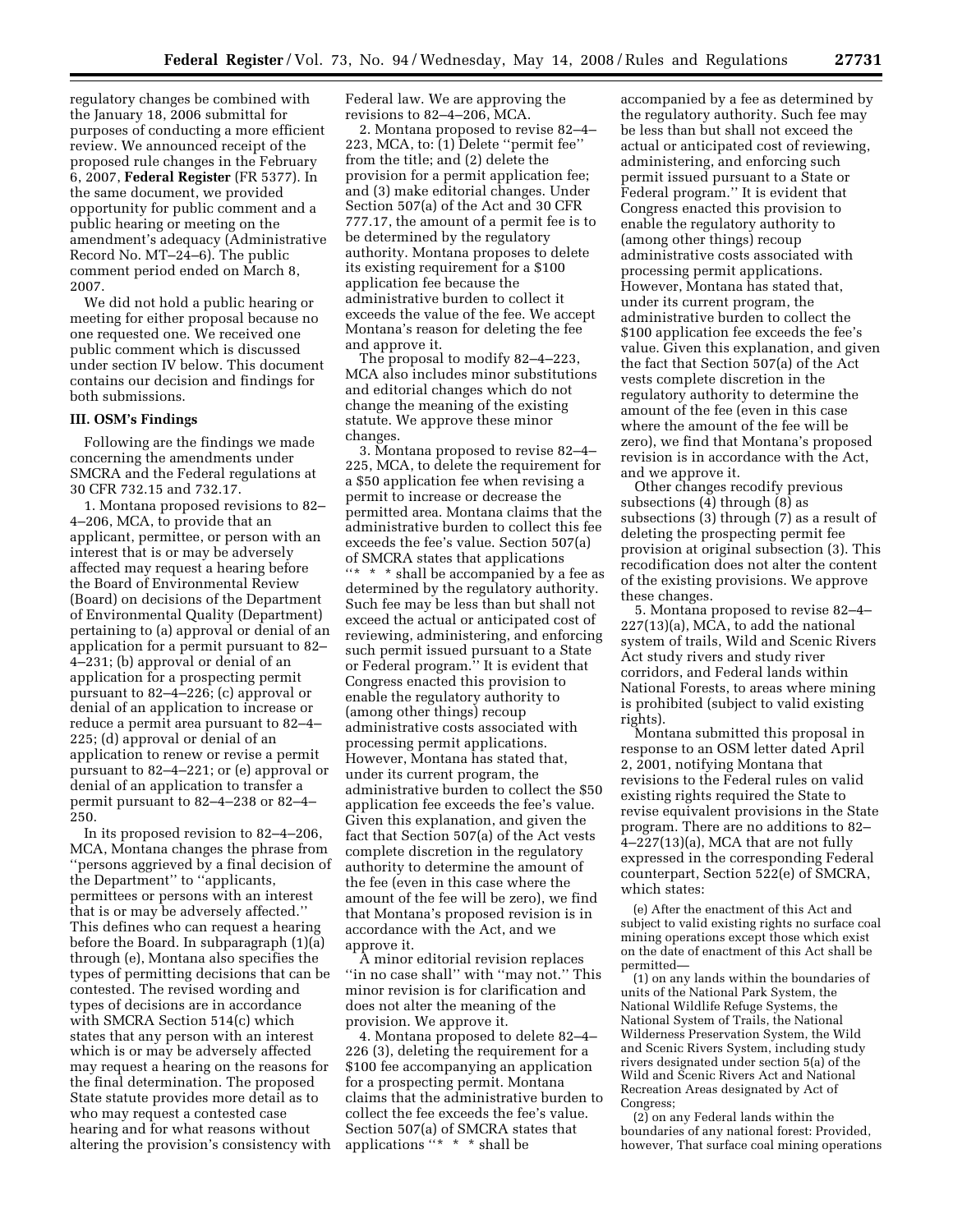regulatory changes be combined with the January 18, 2006 submittal for purposes of conducting a more efficient review. We announced receipt of the proposed rule changes in the February 6, 2007, **Federal Register** (FR 5377). In the same document, we provided opportunity for public comment and a public hearing or meeting on the amendment's adequacy (Administrative Record No. MT–24–6). The public comment period ended on March 8, 2007.

We did not hold a public hearing or meeting for either proposal because no one requested one. We received one public comment which is discussed under section IV below. This document contains our decision and findings for both submissions.

## III. OSM's Findings

Following are the findings we made concerning the amendments under SMCRA and the Federal regulations at 30 CFR 732.15 and 732.17.

1. Montana proposed revisions to 82–4–206, MCA, to provide that an applicant, permittee, or person with an interest that is or may be adversely affected may request a hearing before the Board of Environmental Review (Board) on decisions of the Department of Environmental Quality (Department) pertaining to (a) approval or denial of an application for a permit pursuant to 82–4–231; (b) approval or denial of an application for a prospecting permit pursuant to 82–4–226; (c) approval or denial of an application to increase or reduce a permit area pursuant to 82–4–225; (d) approval or denial of an application to renew or revise a permit pursuant to 82–4–221; or (e) approval or denial of an application to transfer a permit pursuant to 82–4–238 or 82–4–250.

In its proposed revision to 82–4–206, MCA, Montana changes the phrase from ''persons aggrieved by a final decision of the Department'' to ''applicants, permittees or persons with an interest that is or may be adversely affected.'' This defines who can request a hearing before the Board. In subparagraph (1)(a) through (e), Montana also specifies the types of permitting decisions that can be contested. The revised wording and types of decisions are in accordance with SMCRA Section 514(c) which states that any person with an interest which is or may be adversely affected may request a hearing on the reasons for the final determination. The proposed State statute provides more detail as to who may request a contested case hearing and for what reasons without altering the provision's consistency with Federal law. We are approving the revisions to 82–4–206, MCA.

2. Montana proposed to revise 82–4–223, MCA, to: (1) Delete ''permit fee'' from the title; and (2) delete the provision for a permit application fee; and (3) make editorial changes. Under Section 507(a) of the Act and 30 CFR 777.17, the amount of a permit fee is to be determined by the regulatory authority. Montana proposes to delete its existing requirement for a $100 application fee because the administrative burden to collect it exceeds the value of the fee. We accept Montana's reason for deleting the fee and approve it.

The proposal to modify 82–4–223, MCA also includes minor substitutions and editorial changes which do not change the meaning of the existing statute. We approve these minor changes.

3. Montana proposed to revise 82–4–225, MCA, to delete the requirement for a $50 application fee when revising a permit to increase or decrease the permitted area. Montana claims that the administrative burden to collect this fee exceeds the fee's value. Section 507(a) of SMCRA states that applications ''* * * shall be accompanied by a fee as determined by the regulatory authority. Such fee may be less than but shall not exceed the actual or anticipated cost of reviewing, administering, and enforcing such permit issued pursuant to a State or Federal program.'' It is evident that Congress enacted this provision to enable the regulatory authority to (among other things) recoup administrative costs associated with processing permit applications. However, Montana has stated that, under its current program, the administrative burden to collect the $50 application fee exceeds the fee's value. Given this explanation, and given the fact that Section 507(a) of the Act vests complete discretion in the regulatory authority to determine the amount of the fee (even in this case where the amount of the fee will be zero), we find that Montana's proposed revision is in accordance with the Act, and we approve it.

A minor editorial revision replaces ''in no case shall'' with ''may not.'' This minor revision is for clarification and does not alter the meaning of the provision. We approve it.

4. Montana proposed to delete 82–4–226 (3), deleting the requirement for a $100 fee accompanying an application for a prospecting permit. Montana claims that the administrative burden to collect the fee exceeds the fee's value. Section 507(a) of SMCRA states that applications ''* * * shall be accompanied by a fee as determined by the regulatory authority. Such fee may be less than but shall not exceed the actual or anticipated cost of reviewing, administering, and enforcing such permit issued pursuant to a State or Federal program.'' It is evident that Congress enacted this provision to enable the regulatory authority to (among other things) recoup administrative costs associated with processing permit applications. However, Montana has stated that, under its current program, the administrative burden to collect the $100 application fee exceeds the fee's value. Given this explanation, and given the fact that Section 507(a) of the Act vests complete discretion in the regulatory authority to determine the amount of the fee (even in this case where the amount of the fee will be zero), we find that Montana's proposed revision is in accordance with the Act, and we approve it.

Other changes recodify previous subsections (4) through (8) as subsections (3) through (7) as a result of deleting the prospecting permit fee provision at original subsection (3). This recodification does not alter the content of the existing provisions. We approve these changes.

5. Montana proposed to revise 82–4–227(13)(a), MCA, to add the national system of trails, Wild and Scenic Rivers Act study rivers and study river corridors, and Federal lands within National Forests, to areas where mining is prohibited (subject to valid existing rights).

Montana submitted this proposal in response to an OSM letter dated April 2, 2001, notifying Montana that revisions to the Federal rules on valid existing rights required the State to revise equivalent provisions in the State program. There are no additions to 82–4–227(13)(a), MCA that are not fully expressed in the corresponding Federal counterpart, Section 522(e) of SMCRA, which states:

> (e) After the enactment of this Act and subject to valid existing rights no surface coal mining operations except those which exist on the date of enactment of this Act shall be permitted—
>
> (1) on any lands within the boundaries of units of the National Park System, the National Wildlife Refuge Systems, the National System of Trails, the National Wilderness Preservation System, the Wild and Scenic Rivers System, including study rivers designated under section 5(a) of the Wild and Scenic Rivers Act and National Recreation Areas designated by Act of Congress;
>
> (2) on any Federal lands within the boundaries of any national forest: Provided, however, That surface coal mining operations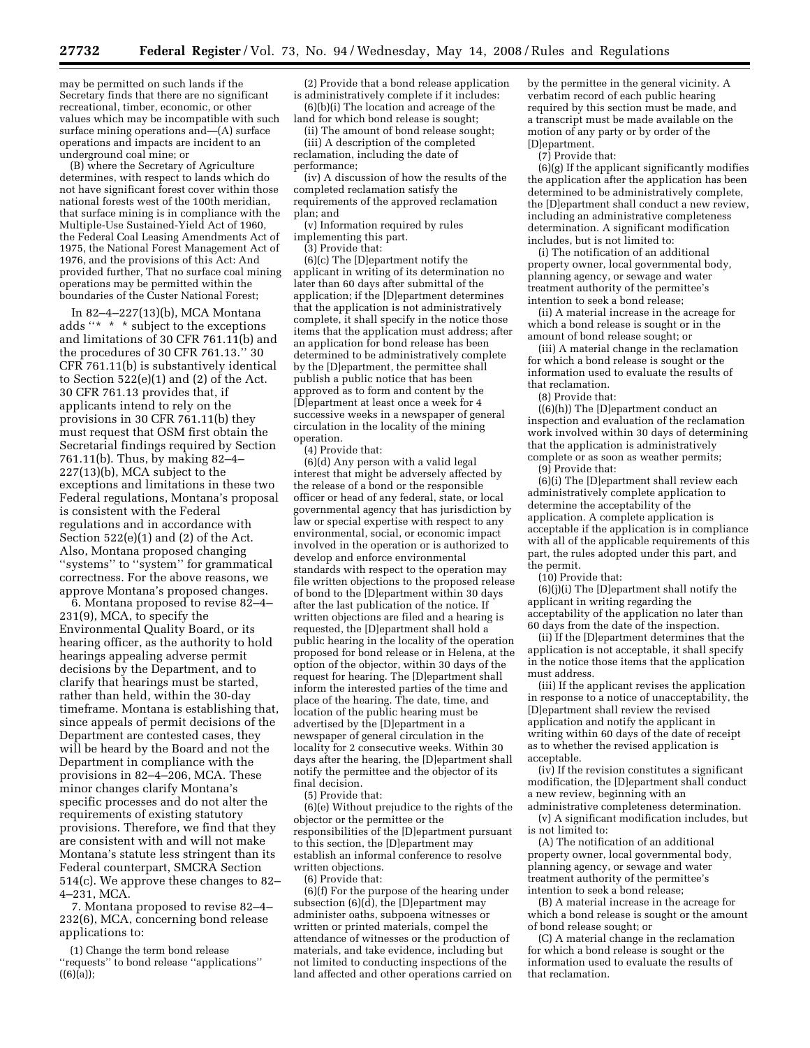may be permitted on such lands if the Secretary finds that there are no significant recreational, timber, economic, or other values which may be incompatible with such surface mining operations and—(A) surface operations and impacts are incident to an underground coal mine; or

(B) where the Secretary of Agriculture determines, with respect to lands which do not have significant forest cover within those national forests west of the 100th meridian, that surface mining is in compliance with the Multiple-Use Sustained-Yield Act of 1960, the Federal Coal Leasing Amendments Act of 1975, the National Forest Management Act of 1976, and the provisions of this Act: And provided further, That no surface coal mining operations may be permitted within the boundaries of the Custer National Forest;

In 82–4–227(13)(b), MCA Montana adds ''* * * subject to the exceptions and limitations of 30 CFR 761.11(b) and the procedures of 30 CFR 761.13.'' 30 CFR 761.11(b) is substantively identical to Section 522(e)(1) and (2) of the Act. 30 CFR 761.13 provides that, if applicants intend to rely on the provisions in 30 CFR 761.11(b) they must request that OSM first obtain the Secretarial findings required by Section 761.11(b). Thus, by making 82–4–227(13)(b), MCA subject to the exceptions and limitations in these two Federal regulations, Montana's proposal is consistent with the Federal regulations and in accordance with Section 522(e)(1) and (2) of the Act. Also, Montana proposed changing ''systems'' to ''system'' for grammatical correctness. For the above reasons, we approve Montana's proposed changes.

6. Montana proposed to revise 82–4–231(9), MCA, to specify the Environmental Quality Board, or its hearing officer, as the authority to hold hearings appealing adverse permit decisions by the Department, and to clarify that hearings must be started, rather than held, within the 30-day timeframe. Montana is establishing that, since appeals of permit decisions of the Department are contested cases, they will be heard by the Board and not the Department in compliance with the provisions in 82–4–206, MCA. These minor changes clarify Montana's specific processes and do not alter the requirements of existing statutory provisions. Therefore, we find that they are consistent with and will not make Montana's statute less stringent than its Federal counterpart, SMCRA Section 514(c). We approve these changes to 82–4–231, MCA.

7. Montana proposed to revise 82–4–232(6), MCA, concerning bond release applications to:

(1) Change the term bond release ''requests'' to bond release ''applications'' ((6)(a));

(2) Provide that a bond release application is administratively complete if it includes:

(6)(b)(i) The location and acreage of the land for which bond release is sought;

(ii) The amount of bond release sought;

(iii) A description of the completed reclamation, including the date of performance;

(iv) A discussion of how the results of the completed reclamation satisfy the requirements of the approved reclamation plan; and

(v) Information required by rules implementing this part.

(3) Provide that:

(6)(c) The [D]epartment notify the applicant in writing of its determination no later than 60 days after submittal of the application; if the [D]epartment determines that the application is not administratively complete, it shall specify in the notice those items that the application must address; after an application for bond release has been determined to be administratively complete by the [D]epartment, the permittee shall publish a public notice that has been approved as to form and content by the [D]epartment at least once a week for 4 successive weeks in a newspaper of general circulation in the locality of the mining operation.

(4) Provide that:

(6)(d) Any person with a valid legal interest that might be adversely affected by the release of a bond or the responsible officer or head of any federal, state, or local governmental agency that has jurisdiction by law or special expertise with respect to any environmental, social, or economic impact involved in the operation or is authorized to develop and enforce environmental standards with respect to the operation may file written objections to the proposed release of bond to the [D]epartment within 30 days after the last publication of the notice. If written objections are filed and a hearing is requested, the [D]epartment shall hold a public hearing in the locality of the operation proposed for bond release or in Helena, at the option of the objector, within 30 days of the request for hearing. The [D]epartment shall inform the interested parties of the time and place of the hearing. The date, time, and location of the public hearing must be advertised by the [D]epartment in a newspaper of general circulation in the locality for 2 consecutive weeks. Within 30 days after the hearing, the [D]epartment shall notify the permittee and the objector of its final decision.

(5) Provide that:

(6)(e) Without prejudice to the rights of the objector or the permittee or the responsibilities of the [D]epartment pursuant to this section, the [D]epartment may establish an informal conference to resolve written objections.

(6) Provide that:

(6)(f) For the purpose of the hearing under subsection (6)(d), the [D]epartment may administer oaths, subpoena witnesses or written or printed materials, compel the attendance of witnesses or the production of materials, and take evidence, including but not limited to conducting inspections of the land affected and other operations carried on by the permittee in the general vicinity. A verbatim record of each public hearing required by this section must be made, and a transcript must be made available on the motion of any party or by order of the [D]epartment.

(7) Provide that:

(6)(g) If the applicant significantly modifies the application after the application has been determined to be administratively complete, the [D]epartment shall conduct a new review, including an administrative completeness determination. A significant modification includes, but is not limited to:

(i) The notification of an additional property owner, local governmental body, planning agency, or sewage and water treatment authority of the permittee's intention to seek a bond release;

(ii) A material increase in the acreage for which a bond release is sought or in the amount of bond release sought; or

(iii) A material change in the reclamation for which a bond release is sought or the information used to evaluate the results of that reclamation.

(8) Provide that:

((6)(h)) The [D]epartment conduct an inspection and evaluation of the reclamation work involved within 30 days of determining that the application is administratively complete or as soon as weather permits;

(9) Provide that:

(6)(i) The [D]epartment shall review each administratively complete application to determine the acceptability of the application. A complete application is acceptable if the application is in compliance with all of the applicable requirements of this part, the rules adopted under this part, and the permit.

(10) Provide that:

(6)(j)(i) The [D]epartment shall notify the applicant in writing regarding the acceptability of the application no later than 60 days from the date of the inspection.

(ii) If the [D]epartment determines that the application is not acceptable, it shall specify in the notice those items that the application must address.

(iii) If the applicant revises the application in response to a notice of unacceptability, the [D]epartment shall review the revised application and notify the applicant in writing within 60 days of the date of receipt as to whether the revised application is acceptable.

(iv) If the revision constitutes a significant modification, the [D]epartment shall conduct a new review, beginning with an administrative completeness determination.

(v) A significant modification includes, but is not limited to:

(A) The notification of an additional property owner, local governmental body, planning agency, or sewage and water treatment authority of the permittee's intention to seek a bond release;

(B) A material increase in the acreage for which a bond release is sought or the amount of bond release sought; or

(C) A material change in the reclamation for which a bond release is sought or the information used to evaluate the results of that reclamation.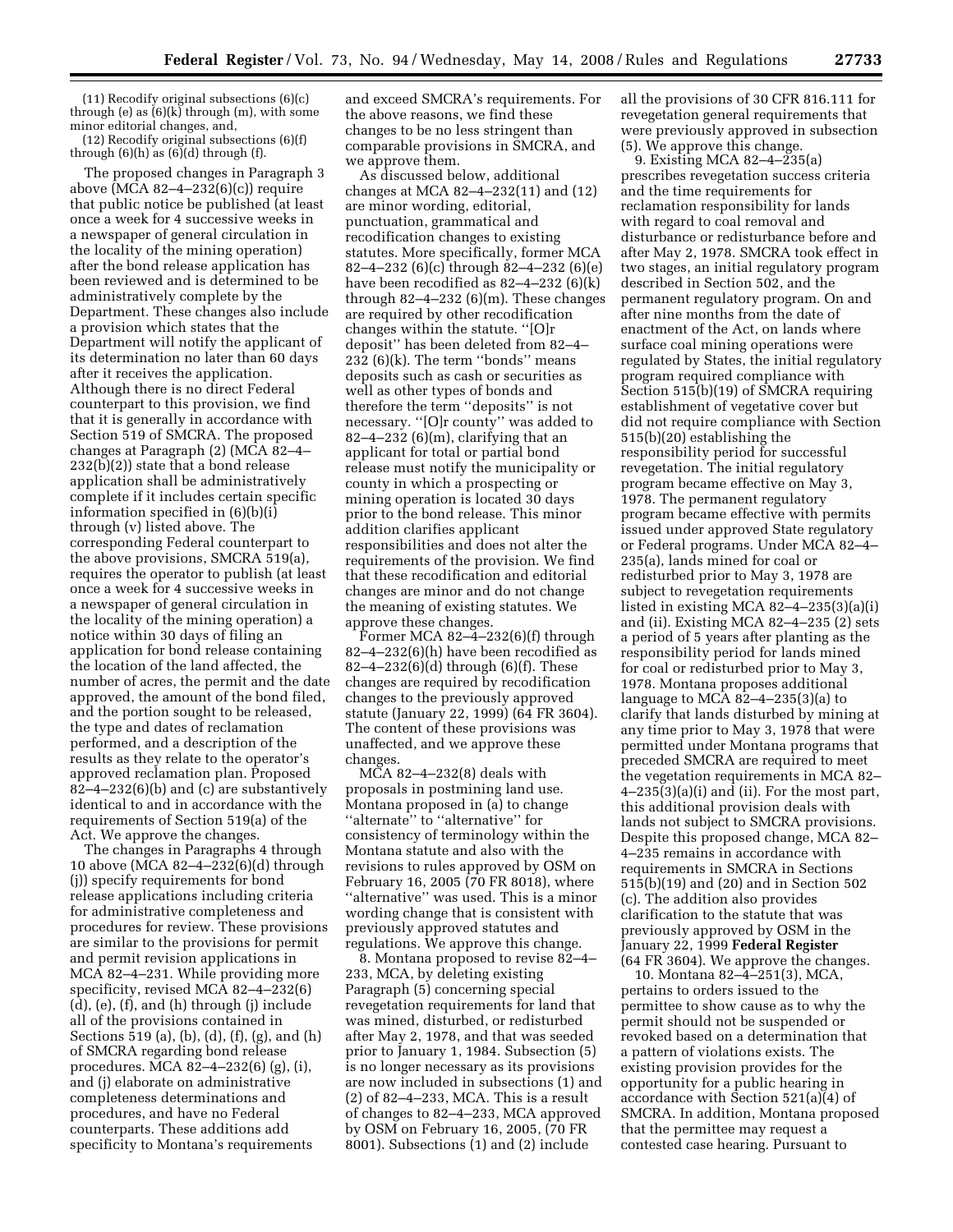(11) Recodify original subsections (6)(c) through (e) as (6)(k) through (m), with some minor editorial changes, and,

(12) Recodify original subsections (6)(f) through (6)(h) as (6)(d) through (f).

The proposed changes in Paragraph 3 above (MCA 82–4–232(6)(c)) require that public notice be published (at least once a week for 4 successive weeks in a newspaper of general circulation in the locality of the mining operation) after the bond release application has been reviewed and is determined to be administratively complete by the Department. These changes also include a provision which states that the Department will notify the applicant of its determination no later than 60 days after it receives the application. Although there is no direct Federal counterpart to this provision, we find that it is generally in accordance with Section 519 of SMCRA. The proposed changes at Paragraph (2) (MCA 82–4–232(b)(2)) state that a bond release application shall be administratively complete if it includes certain specific information specified in (6)(b)(i) through (v) listed above. The corresponding Federal counterpart to the above provisions, SMCRA 519(a), requires the operator to publish (at least once a week for 4 successive weeks in a newspaper of general circulation in the locality of the mining operation) a notice within 30 days of filing an application for bond release containing the location of the land affected, the number of acres, the permit and the date approved, the amount of the bond filed, and the portion sought to be released, the type and dates of reclamation performed, and a description of the results as they relate to the operator's approved reclamation plan. Proposed 82–4–232(6)(b) and (c) are substantively identical to and in accordance with the requirements of Section 519(a) of the Act. We approve the changes.

The changes in Paragraphs 4 through 10 above (MCA 82–4–232(6)(d) through (j)) specify requirements for bond release applications including criteria for administrative completeness and procedures for review. These provisions are similar to the provisions for permit and permit revision applications in MCA 82–4–231. While providing more specificity, revised MCA 82–4–232(6) (d), (e), (f), and (h) through (j) include all of the provisions contained in Sections 519 (a), (b), (d), (f), (g), and (h) of SMCRA regarding bond release procedures. MCA 82–4–232(6) (g), (i), and (j) elaborate on administrative completeness determinations and procedures, and have no Federal counterparts. These additions add specificity to Montana's requirements and exceed SMCRA's requirements. For the above reasons, we find these changes to be no less stringent than comparable provisions in SMCRA, and we approve them.

As discussed below, additional changes at MCA 82–4–232(11) and (12) are minor wording, editorial, punctuation, grammatical and recodification changes to existing statutes. More specifically, former MCA 82–4–232 (6)(c) through 82–4–232 (6)(e) have been recodified as 82–4–232 (6)(k) through 82–4–232 (6)(m). These changes are required by other recodification changes within the statute. ''[O]r deposit'' has been deleted from 82–4–232 (6)(k). The term ''bonds'' means deposits such as cash or securities as well as other types of bonds and therefore the term ''deposits'' is not necessary. ''[O]r county'' was added to 82–4–232 (6)(m), clarifying that an applicant for total or partial bond release must notify the municipality or county in which a prospecting or mining operation is located 30 days prior to the bond release. This minor addition clarifies applicant responsibilities and does not alter the requirements of the provision. We find that these recodification and editorial changes are minor and do not change the meaning of existing statutes. We approve these changes.

Former MCA 82–4–232(6)(f) through 82–4–232(6)(h) have been recodified as 82–4–232(6)(d) through (6)(f). These changes are required by recodification changes to the previously approved statute (January 22, 1999) (64 FR 3604). The content of these provisions was unaffected, and we approve these changes.

MCA 82–4–232(8) deals with proposals in postmining land use. Montana proposed in (a) to change ''alternate'' to ''alternative'' for consistency of terminology within the Montana statute and also with the revisions to rules approved by OSM on February 16, 2005 (70 FR 8018), where ''alternative'' was used. This is a minor wording change that is consistent with previously approved statutes and regulations. We approve this change.

8. Montana proposed to revise 82–4–233, MCA, by deleting existing Paragraph (5) concerning special revegetation requirements for land that was mined, disturbed, or redisturbed after May 2, 1978, and that was seeded prior to January 1, 1984. Subsection (5) is no longer necessary as its provisions are now included in subsections (1) and (2) of 82–4–233, MCA. This is a result of changes to 82–4–233, MCA approved by OSM on February 16, 2005, (70 FR 8001). Subsections (1) and (2) include all the provisions of 30 CFR 816.111 for revegetation general requirements that were previously approved in subsection (5). We approve this change.

9. Existing MCA 82–4–235(a) prescribes revegetation success criteria and the time requirements for reclamation responsibility for lands with regard to coal removal and disturbance or redisturbance before and after May 2, 1978. SMCRA took effect in two stages, an initial regulatory program described in Section 502, and the permanent regulatory program. On and after nine months from the date of enactment of the Act, on lands where surface coal mining operations were regulated by States, the initial regulatory program required compliance with Section 515(b)(19) of SMCRA requiring establishment of vegetative cover but did not require compliance with Section 515(b)(20) establishing the responsibility period for successful revegetation. The initial regulatory program became effective on May 3, 1978. The permanent regulatory program became effective with permits issued under approved State regulatory or Federal programs. Under MCA 82–4–235(a), lands mined for coal or redisturbed prior to May 3, 1978 are subject to revegetation requirements listed in existing MCA 82–4–235(3)(a)(i) and (ii). Existing MCA 82–4–235 (2) sets a period of 5 years after planting as the responsibility period for lands mined for coal or redisturbed prior to May 3, 1978. Montana proposes additional language to MCA 82–4–235(3)(a) to clarify that lands disturbed by mining at any time prior to May 3, 1978 that were permitted under Montana programs that preceded SMCRA are required to meet the vegetation requirements in MCA 82–4–235(3)(a)(i) and (ii). For the most part, this additional provision deals with lands not subject to SMCRA provisions. Despite this proposed change, MCA 82–4–235 remains in accordance with requirements in SMCRA in Sections 515(b)(19) and (20) and in Section 502 (c). The addition also provides clarification to the statute that was previously approved by OSM in the January 22, 1999 **Federal Register** (64 FR 3604). We approve the changes.

10. Montana 82–4–251(3), MCA, pertains to orders issued to the permittee to show cause as to why the permit should not be suspended or revoked based on a determination that a pattern of violations exists. The existing provision provides for the opportunity for a public hearing in accordance with Section 521(a)(4) of SMCRA. In addition, Montana proposed that the permittee may request a contested case hearing. Pursuant to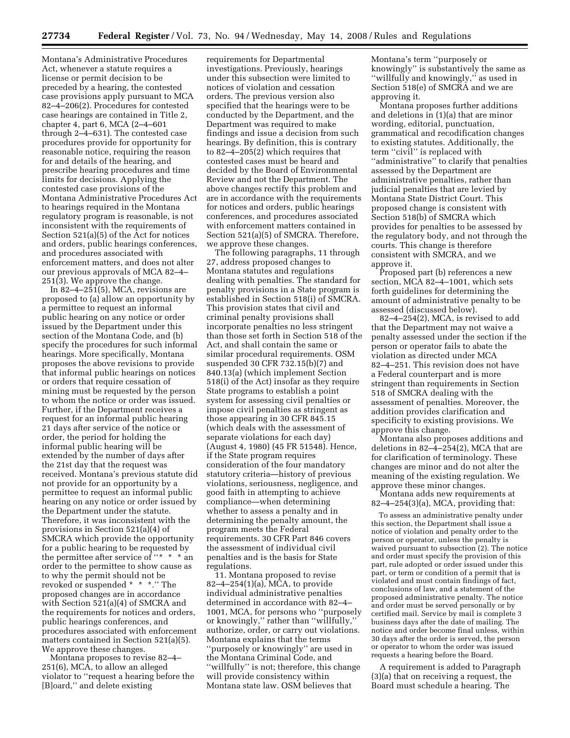Montana's Administrative Procedures Act, whenever a statute requires a license or permit decision to be preceded by a hearing, the contested case provisions apply pursuant to MCA 82–4–206(2). Procedures for contested case hearings are contained in Title 2, chapter 4, part 6, MCA (2–4–601 through 2–4–631). The contested case procedures provide for opportunity for reasonable notice, requiring the reason for and details of the hearing, and prescribe hearing procedures and time limits for decisions. Applying the contested case provisions of the Montana Administrative Procedures Act to hearings required in the Montana regulatory program is reasonable, is not inconsistent with the requirements of Section 521(a)(5) of the Act for notices and orders, public hearings conferences, and procedures associated with enforcement matters, and does not alter our previous approvals of MCA 82–4–251(3). We approve the change.

In 82–4–251(5), MCA, revisions are proposed to (a) allow an opportunity by a permittee to request an informal public hearing on any notice or order issued by the Department under this section of the Montana Code, and (b) specify the procedures for such informal hearings. More specifically, Montana proposes the above revisions to provide that informal public hearings on notices or orders that require cessation of mining must be requested by the person to whom the notice or order was issued. Further, if the Department receives a request for an informal public hearing 21 days after service of the notice or order, the period for holding the informal public hearing will be extended by the number of days after the 21st day that the request was received. Montana's previous statute did not provide for an opportunity by a permittee to request an informal public hearing on any notice or order issued by the Department under the statute. Therefore, it was inconsistent with the provisions in Section 521(a)(4) of SMCRA which provide the opportunity for a public hearing to be requested by the permittee after service of ''* * * an order to the permittee to show cause as to why the permit should not be revoked or suspended * * *.'' The proposed changes are in accordance with Section 521(a)(4) of SMCRA and the requirements for notices and orders, public hearings conferences, and procedures associated with enforcement matters contained in Section 521(a)(5). We approve these changes.

Montana proposes to revise 82–4–251(6), MCA, to allow an alleged violator to ''request a hearing before the [B]oard,'' and delete existing requirements for Departmental investigations. Previously, hearings under this subsection were limited to notices of violation and cessation orders. The previous version also specified that the hearings were to be conducted by the Department, and the Department was required to make findings and issue a decision from such hearings. By definition, this is contrary to 82–4–205(2) which requires that contested cases must be heard and decided by the Board of Environmental Review and not the Department. The above changes rectify this problem and are in accordance with the requirements for notices and orders, public hearings conferences, and procedures associated with enforcement matters contained in Section 521(a)(5) of SMCRA. Therefore, we approve these changes.

The following paragraphs, 11 through 27, address proposed changes to Montana statutes and regulations dealing with penalties. The standard for penalty provisions in a State program is established in Section 518(i) of SMCRA. This provision states that civil and criminal penalty provisions shall incorporate penalties no less stringent than those set forth in Section 518 of the Act, and shall contain the same or similar procedural requirements. OSM suspended 30 CFR 732.15(b)(7) and 840.13(a) (which implement Section 518(i) of the Act) insofar as they require State programs to establish a point system for assessing civil penalties or impose civil penalties as stringent as those appearing in 30 CFR 845.15 (which deals with the assessment of separate violations for each day) (August 4, 1980) (45 FR 51548). Hence, if the State program requires consideration of the four mandatory statutory criteria—history of previous violations, seriousness, negligence, and good faith in attempting to achieve compliance—when determining whether to assess a penalty and in determining the penalty amount, the program meets the Federal requirements. 30 CFR Part 846 covers the assessment of individual civil penalties and is the basis for State regulations.

11. Montana proposed to revise 82–4–254(1)(a), MCA, to provide individual administrative penalties determined in accordance with 82–4–1001, MCA, for persons who ''purposely or knowingly,'' rather than ''willfully,'' authorize, order, or carry out violations. Montana explains that the terms ''purposely or knowingly'' are used in the Montana Criminal Code, and ''willfully'' is not; therefore, this change will provide consistency within Montana state law. OSM believes that Montana's term ''purposely or knowingly'' is substantively the same as ''willfully and knowingly,'' as used in Section 518(e) of SMCRA and we are approving it.

Montana proposes further additions and deletions in (1)(a) that are minor wording, editorial, punctuation, grammatical and recodification changes to existing statutes. Additionally, the term ''civil'' is replaced with ''administrative'' to clarify that penalties assessed by the Department are administrative penalties, rather than judicial penalties that are levied by Montana State District Court. This proposed change is consistent with Section 518(b) of SMCRA which provides for penalties to be assessed by the regulatory body, and not through the courts. This change is therefore consistent with SMCRA, and we approve it.

Proposed part (b) references a new section, MCA 82–4–1001, which sets forth guidelines for determining the amount of administrative penalty to be assessed (discussed below).

82–4–254(2), MCA, is revised to add that the Department may not waive a penalty assessed under the section if the person or operator fails to abate the violation as directed under MCA 82–4–251. This revision does not have a Federal counterpart and is more stringent than requirements in Section 518 of SMCRA dealing with the assessment of penalties. Moreover, the addition provides clarification and specificity to existing provisions. We approve this change.

Montana also proposes additions and deletions in 82–4–254(2), MCA that are for clarification of terminology. These changes are minor and do not alter the meaning of the existing regulation. We approve these minor changes.

Montana adds new requirements at 82–4–254(3)(a), MCA, providing that:

> To assess an administrative penalty under this section, the Department shall issue a notice of violation and penalty order to the person or operator, unless the penalty is waived pursuant to subsection (2). The notice and order must specify the provision of this part, rule adopted or order issued under this part, or term or condition of a permit that is violated and must contain findings of fact, conclusions of law, and a statement of the proposed administrative penalty. The notice and order must be served personally or by certified mail. Service by mail is complete 3 business days after the date of mailing. The notice and order become final unless, within 30 days after the order is served, the person or operator to whom the order was issued requests a hearing before the Board.

A requirement is added to Paragraph (3)(a) that on receiving a request, the Board must schedule a hearing. The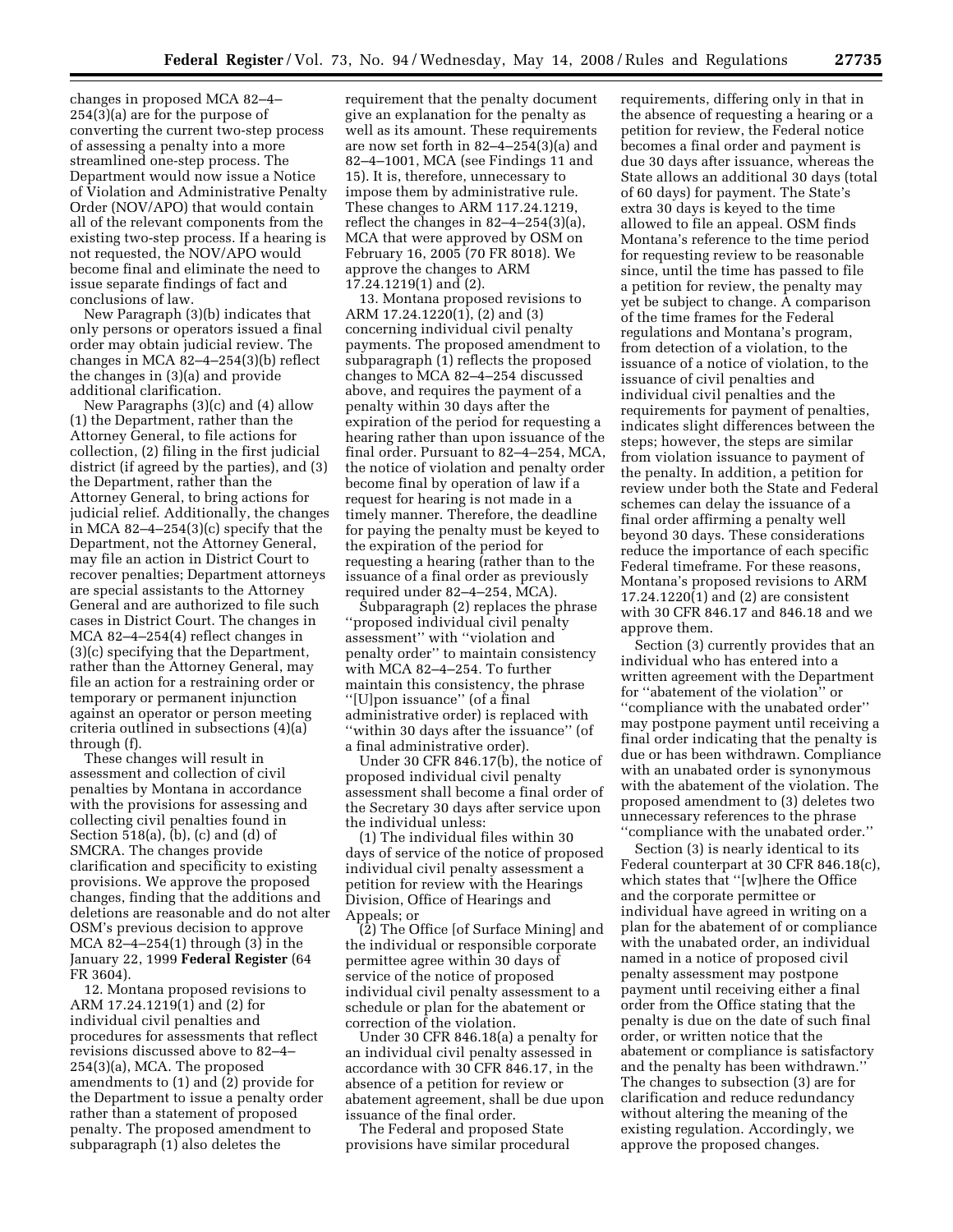changes in proposed MCA 82–4–254(3)(a) are for the purpose of converting the current two-step process of assessing a penalty into a more streamlined one-step process. The Department would now issue a Notice of Violation and Administrative Penalty Order (NOV/APO) that would contain all of the relevant components from the existing two-step process. If a hearing is not requested, the NOV/APO would become final and eliminate the need to issue separate findings of fact and conclusions of law.

New Paragraph (3)(b) indicates that only persons or operators issued a final order may obtain judicial review. The changes in MCA 82–4–254(3)(b) reflect the changes in (3)(a) and provide additional clarification.

New Paragraphs (3)(c) and (4) allow (1) the Department, rather than the Attorney General, to file actions for collection, (2) filing in the first judicial district (if agreed by the parties), and (3) the Department, rather than the Attorney General, to bring actions for judicial relief. Additionally, the changes in MCA 82–4–254(3)(c) specify that the Department, not the Attorney General, may file an action in District Court to recover penalties; Department attorneys are special assistants to the Attorney General and are authorized to file such cases in District Court. The changes in MCA 82–4–254(4) reflect changes in (3)(c) specifying that the Department, rather than the Attorney General, may file an action for a restraining order or temporary or permanent injunction against an operator or person meeting criteria outlined in subsections (4)(a) through (f).

These changes will result in assessment and collection of civil penalties by Montana in accordance with the provisions for assessing and collecting civil penalties found in Section 518(a), (b), (c) and (d) of SMCRA. The changes provide clarification and specificity to existing provisions. We approve the proposed changes, finding that the additions and deletions are reasonable and do not alter OSM's previous decision to approve MCA 82–4–254(1) through (3) in the January 22, 1999 **Federal Register** (64 FR 3604).

12. Montana proposed revisions to ARM 17.24.1219(1) and (2) for individual civil penalties and procedures for assessments that reflect revisions discussed above to 82–4–254(3)(a), MCA. The proposed amendments to (1) and (2) provide for the Department to issue a penalty order rather than a statement of proposed penalty. The proposed amendment to subparagraph (1) also deletes the requirement that the penalty document give an explanation for the penalty as well as its amount. These requirements are now set forth in 82–4–254(3)(a) and 82–4–1001, MCA (see Findings 11 and 15). It is, therefore, unnecessary to impose them by administrative rule. These changes to ARM 117.24.1219, reflect the changes in 82–4–254(3)(a), MCA that were approved by OSM on February 16, 2005 (70 FR 8018). We approve the changes to ARM 17.24.1219(1) and (2).

13. Montana proposed revisions to ARM 17.24.1220(1), (2) and (3) concerning individual civil penalty payments. The proposed amendment to subparagraph (1) reflects the proposed changes to MCA 82–4–254 discussed above, and requires the payment of a penalty within 30 days after the expiration of the period for requesting a hearing rather than upon issuance of the final order. Pursuant to 82–4–254, MCA, the notice of violation and penalty order become final by operation of law if a request for hearing is not made in a timely manner. Therefore, the deadline for paying the penalty must be keyed to the expiration of the period for requesting a hearing (rather than to the issuance of a final order as previously required under 82–4–254, MCA).

Subparagraph (2) replaces the phrase "proposed individual civil penalty assessment" with "violation and penalty order" to maintain consistency with MCA 82–4–254. To further maintain this consistency, the phrase "[U]pon issuance" (of a final administrative order) is replaced with "within 30 days after the issuance" (of a final administrative order).

Under 30 CFR 846.17(b), the notice of proposed individual civil penalty assessment shall become a final order of the Secretary 30 days after service upon the individual unless:

(1) The individual files within 30 days of service of the notice of proposed individual civil penalty assessment a petition for review with the Hearings Division, Office of Hearings and Appeals; or

(2) The Office [of Surface Mining] and the individual or responsible corporate permittee agree within 30 days of service of the notice of proposed individual civil penalty assessment to a schedule or plan for the abatement or correction of the violation.

Under 30 CFR 846.18(a) a penalty for an individual civil penalty assessed in accordance with 30 CFR 846.17, in the absence of a petition for review or abatement agreement, shall be due upon issuance of the final order.

The Federal and proposed State provisions have similar procedural requirements, differing only in that in the absence of requesting a hearing or a petition for review, the Federal notice becomes a final order and payment is due 30 days after issuance, whereas the State allows an additional 30 days (total of 60 days) for payment. The State's extra 30 days is keyed to the time allowed to file an appeal. OSM finds Montana's reference to the time period for requesting review to be reasonable since, until the time has passed to file a petition for review, the penalty may yet be subject to change. A comparison of the time frames for the Federal regulations and Montana's program, from detection of a violation, to the issuance of a notice of violation, to the issuance of civil penalties and individual civil penalties and the requirements for payment of penalties, indicates slight differences between the steps; however, the steps are similar from violation issuance to payment of the penalty. In addition, a petition for review under both the State and Federal schemes can delay the issuance of a final order affirming a penalty well beyond 30 days. These considerations reduce the importance of each specific Federal timeframe. For these reasons, Montana's proposed revisions to ARM 17.24.1220(1) and (2) are consistent with 30 CFR 846.17 and 846.18 and we approve them.

Section (3) currently provides that an individual who has entered into a written agreement with the Department for "abatement of the violation" or "compliance with the unabated order" may postpone payment until receiving a final order indicating that the penalty is due or has been withdrawn. Compliance with an unabated order is synonymous with the abatement of the violation. The proposed amendment to (3) deletes two unnecessary references to the phrase "compliance with the unabated order."

Section (3) is nearly identical to its Federal counterpart at 30 CFR 846.18(c), which states that "[w]here the Office and the corporate permittee or individual have agreed in writing on a plan for the abatement of or compliance with the unabated order, an individual named in a notice of proposed civil penalty assessment may postpone payment until receiving either a final order from the Office stating that the penalty is due on the date of such final order, or written notice that the abatement or compliance is satisfactory and the penalty has been withdrawn." The changes to subsection (3) are for clarification and reduce redundancy without altering the meaning of the existing regulation. Accordingly, we approve the proposed changes.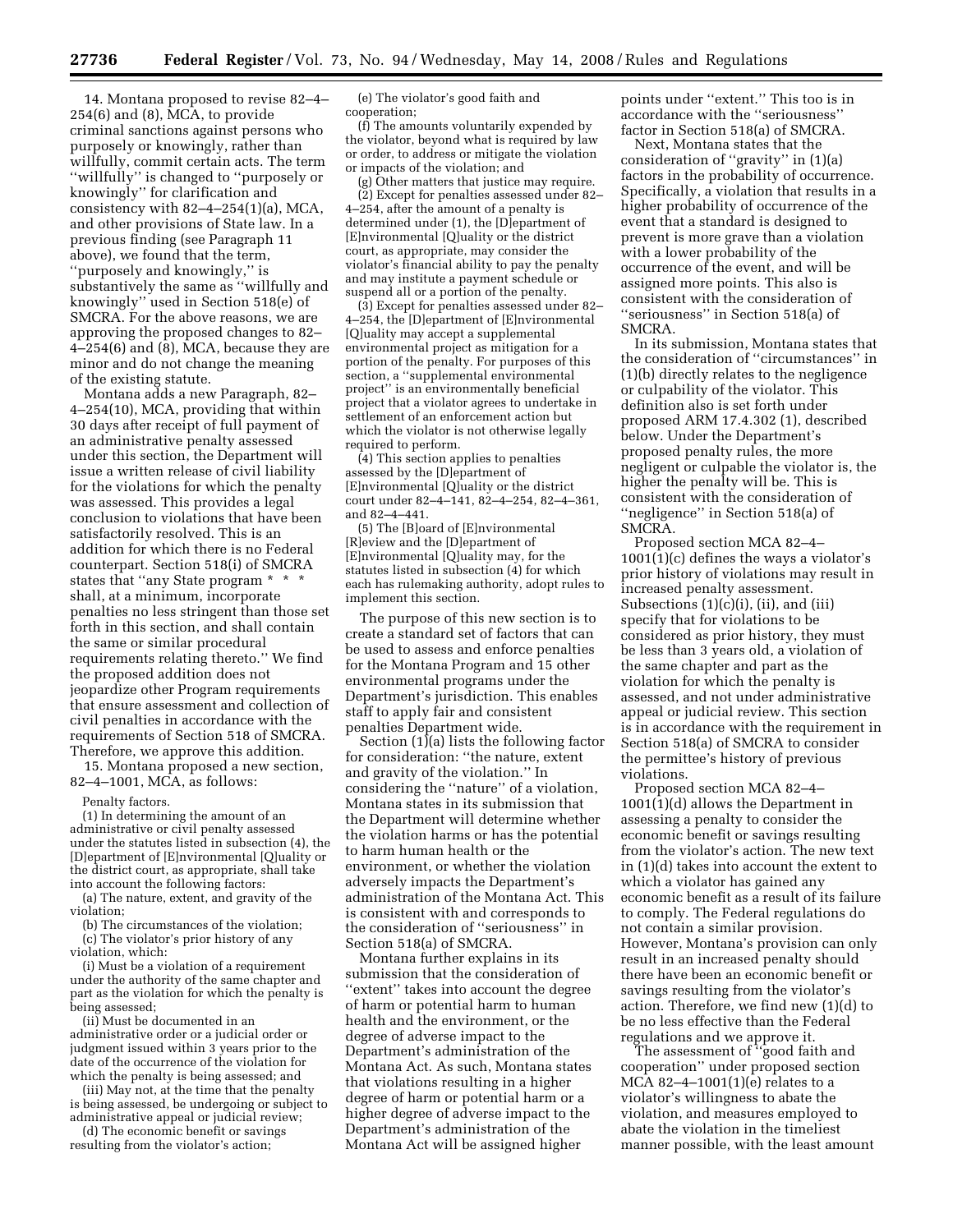14. Montana proposed to revise 82–4–254(6) and (8), MCA, to provide criminal sanctions against persons who purposely or knowingly, rather than willfully, commit certain acts. The term ''willfully'' is changed to ''purposely or knowingly'' for clarification and consistency with 82–4–254(1)(a), MCA, and other provisions of State law. In a previous finding (see Paragraph 11 above), we found that the term, ''purposely and knowingly,'' is substantively the same as ''willfully and knowingly'' used in Section 518(e) of SMCRA. For the above reasons, we are approving the proposed changes to 82–4–254(6) and (8), MCA, because they are minor and do not change the meaning of the existing statute.

Montana adds a new Paragraph, 82–4–254(10), MCA, providing that within 30 days after receipt of full payment of an administrative penalty assessed under this section, the Department will issue a written release of civil liability for the violations for which the penalty was assessed. This provides a legal conclusion to violations that have been satisfactorily resolved. This is an addition for which there is no Federal counterpart. Section 518(i) of SMCRA states that ''any State program * * * shall, at a minimum, incorporate penalties no less stringent than those set forth in this section, and shall contain the same or similar procedural requirements relating thereto.'' We find the proposed addition does not jeopardize other Program requirements that ensure assessment and collection of civil penalties in accordance with the requirements of Section 518 of SMCRA. Therefore, we approve this addition.

15. Montana proposed a new section, 82–4–1001, MCA, as follows:

Penalty factors.

(1) In determining the amount of an administrative or civil penalty assessed under the statutes listed in subsection (4), the [D]epartment of [E]nvironmental [Q]uality or the district court, as appropriate, shall take into account the following factors:

(a) The nature, extent, and gravity of the violation;

(b) The circumstances of the violation;

(c) The violator's prior history of any violation, which:

(i) Must be a violation of a requirement under the authority of the same chapter and part as the violation for which the penalty is being assessed;

(ii) Must be documented in an administrative order or a judicial order or judgment issued within 3 years prior to the date of the occurrence of the violation for which the penalty is being assessed; and

(iii) May not, at the time that the penalty is being assessed, be undergoing or subject to administrative appeal or judicial review;

(d) The economic benefit or savings resulting from the violator's action;

(e) The violator's good faith and cooperation;

(f) The amounts voluntarily expended by the violator, beyond what is required by law or order, to address or mitigate the violation or impacts of the violation; and

(g) Other matters that justice may require.

(2) Except for penalties assessed under 82–4–254, after the amount of a penalty is determined under (1), the [D]epartment of [E]nvironmental [Q]uality or the district court, as appropriate, may consider the violator's financial ability to pay the penalty and may institute a payment schedule or suspend all or a portion of the penalty.

(3) Except for penalties assessed under 82–4–254, the [D]epartment of [E]nvironmental [Q]uality may accept a supplemental environmental project as mitigation for a portion of the penalty. For purposes of this section, a ''supplemental environmental project'' is an environmentally beneficial project that a violator agrees to undertake in settlement of an enforcement action but which the violator is not otherwise legally required to perform.

(4) This section applies to penalties assessed by the [D]epartment of [E]nvironmental [Q]uality or the district court under 82–4–141, 82–4–254, 82–4–361, and 82–4–441.

(5) The [B]oard of [E]nvironmental [R]eview and the [D]epartment of [E]nvironmental [Q]uality may, for the statutes listed in subsection (4) for which each has rulemaking authority, adopt rules to implement this section.

The purpose of this new section is to create a standard set of factors that can be used to assess and enforce penalties for the Montana Program and 15 other environmental programs under the Department's jurisdiction. This enables staff to apply fair and consistent penalties Department wide.

Section (1)(a) lists the following factor for consideration: ''the nature, extent and gravity of the violation.'' In considering the ''nature'' of a violation, Montana states in its submission that the Department will determine whether the violation harms or has the potential to harm human health or the environment, or whether the violation adversely impacts the Department's administration of the Montana Act. This is consistent with and corresponds to the consideration of ''seriousness'' in Section 518(a) of SMCRA.

Montana further explains in its submission that the consideration of ''extent'' takes into account the degree of harm or potential harm to human health and the environment, or the degree of adverse impact to the Department's administration of the Montana Act. As such, Montana states that violations resulting in a higher degree of harm or potential harm or a higher degree of adverse impact to the Department's administration of the Montana Act will be assigned higher points under ''extent.'' This too is in accordance with the ''seriousness'' factor in Section 518(a) of SMCRA.

Next, Montana states that the consideration of ''gravity'' in (1)(a) factors in the probability of occurrence. Specifically, a violation that results in a higher probability of occurrence of the event that a standard is designed to prevent is more grave than a violation with a lower probability of the occurrence of the event, and will be assigned more points. This also is consistent with the consideration of ''seriousness'' in Section 518(a) of SMCRA.

In its submission, Montana states that the consideration of ''circumstances'' in (1)(b) directly relates to the negligence or culpability of the violator. This definition also is set forth under proposed ARM 17.4.302 (1), described below. Under the Department's proposed penalty rules, the more negligent or culpable the violator is, the higher the penalty will be. This is consistent with the consideration of ''negligence'' in Section 518(a) of SMCRA.

Proposed section MCA 82–4–1001(1)(c) defines the ways a violator's prior history of violations may result in increased penalty assessment. Subsections (1)(c)(i), (ii), and (iii) specify that for violations to be considered as prior history, they must be less than 3 years old, a violation of the same chapter and part as the violation for which the penalty is assessed, and not under administrative appeal or judicial review. This section is in accordance with the requirement in Section 518(a) of SMCRA to consider the permittee's history of previous violations.

Proposed section MCA 82–4–1001(1)(d) allows the Department in assessing a penalty to consider the economic benefit or savings resulting from the violator's action. The new text in (1)(d) takes into account the extent to which a violator has gained any economic benefit as a result of its failure to comply. The Federal regulations do not contain a similar provision. However, Montana's provision can only result in an increased penalty should there have been an economic benefit or savings resulting from the violator's action. Therefore, we find new (1)(d) to be no less effective than the Federal regulations and we approve it.

The assessment of ''good faith and cooperation'' under proposed section MCA 82–4–1001(1)(e) relates to a violator's willingness to abate the violation, and measures employed to abate the violation in the timeliest manner possible, with the least amount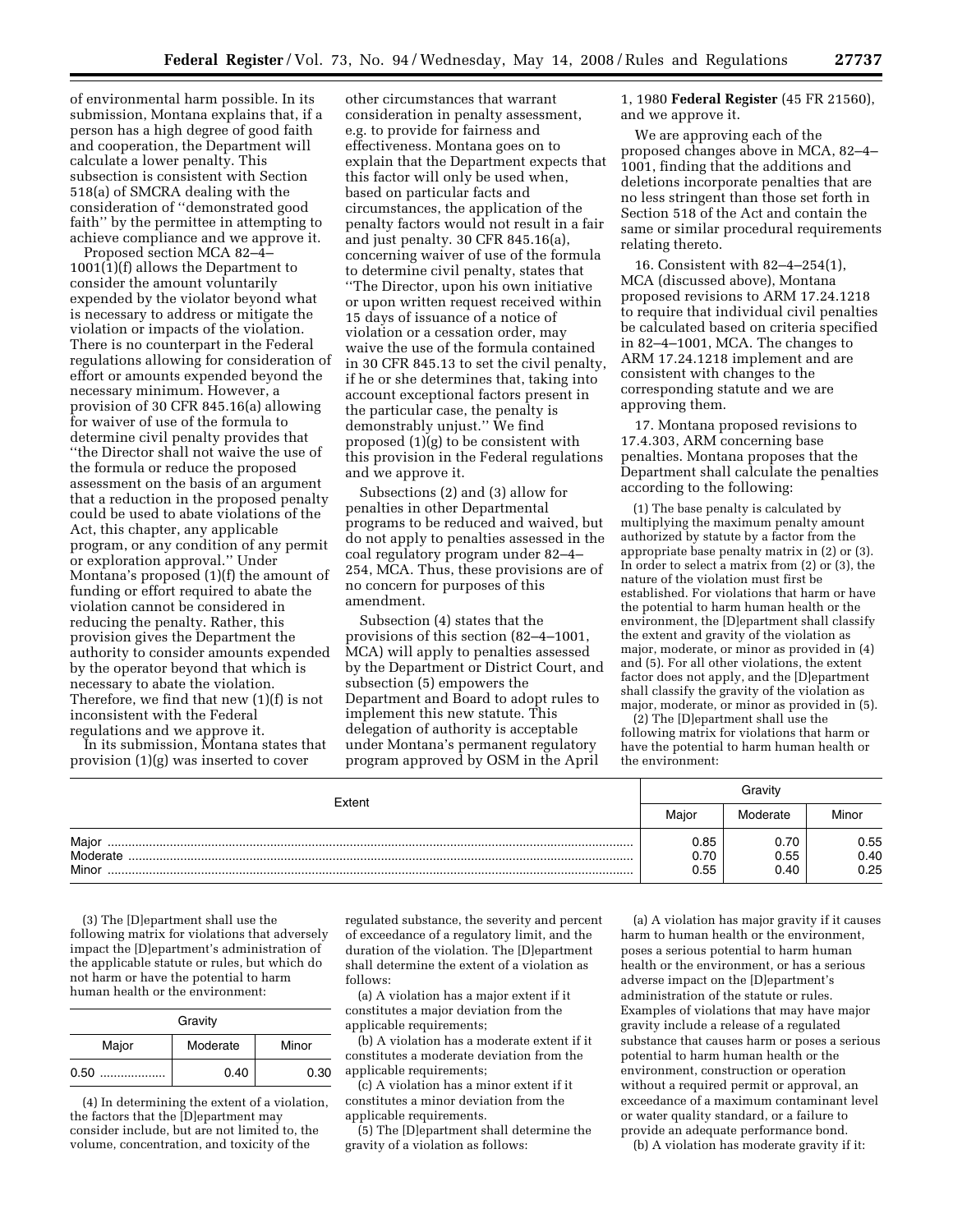of environmental harm possible. In its submission, Montana explains that, if a person has a high degree of good faith and cooperation, the Department will calculate a lower penalty. This subsection is consistent with Section 518(a) of SMCRA dealing with the consideration of ''demonstrated good faith'' by the permittee in attempting to achieve compliance and we approve it.

Proposed section MCA 82–4–1001(1)(f) allows the Department to consider the amount voluntarily expended by the violator beyond what is necessary to address or mitigate the violation or impacts of the violation. There is no counterpart in the Federal regulations allowing for consideration of effort or amounts expended beyond the necessary minimum. However, a provision of 30 CFR 845.16(a) allowing for waiver of use of the formula to determine civil penalty provides that ''the Director shall not waive the use of the formula or reduce the proposed assessment on the basis of an argument that a reduction in the proposed penalty could be used to abate violations of the Act, this chapter, any applicable program, or any condition of any permit or exploration approval.'' Under Montana's proposed (1)(f) the amount of funding or effort required to abate the violation cannot be considered in reducing the penalty. Rather, this provision gives the Department the authority to consider amounts expended by the operator beyond that which is necessary to abate the violation. Therefore, we find that new (1)(f) is not inconsistent with the Federal regulations and we approve it.

In its submission, Montana states that provision (1)(g) was inserted to cover other circumstances that warrant consideration in penalty assessment, e.g. to provide for fairness and effectiveness. Montana goes on to explain that the Department expects that this factor will only be used when, based on particular facts and circumstances, the application of the penalty factors would not result in a fair and just penalty. 30 CFR 845.16(a), concerning waiver of use of the formula to determine civil penalty, states that ''The Director, upon his own initiative or upon written request received within 15 days of issuance of a notice of violation or a cessation order, may waive the use of the formula contained in 30 CFR 845.13 to set the civil penalty, if he or she determines that, taking into account exceptional factors present in the particular case, the penalty is demonstrably unjust.'' We find proposed (1)(g) to be consistent with this provision in the Federal regulations and we approve it.

Subsections (2) and (3) allow for penalties in other Departmental programs to be reduced and waived, but do not apply to penalties assessed in the coal regulatory program under 82–4–254, MCA. Thus, these provisions are of no concern for purposes of this amendment.

Subsection (4) states that the provisions of this section (82–4–1001, MCA) will apply to penalties assessed by the Department or District Court, and subsection (5) empowers the Department and Board to adopt rules to implement this new statute. This delegation of authority is acceptable under Montana's permanent regulatory program approved by OSM in the April 1, 1980 **Federal Register** (45 FR 21560), and we approve it.

We are approving each of the proposed changes above in MCA, 82–4–1001, finding that the additions and deletions incorporate penalties that are no less stringent than those set forth in Section 518 of the Act and contain the same or similar procedural requirements relating thereto.

16. Consistent with 82–4–254(1), MCA (discussed above), Montana proposed revisions to ARM 17.24.1218 to require that individual civil penalties be calculated based on criteria specified in 82–4–1001, MCA. The changes to ARM 17.24.1218 implement and are consistent with changes to the corresponding statute and we are approving them.

17. Montana proposed revisions to 17.4.303, ARM concerning base penalties. Montana proposes that the Department shall calculate the penalties according to the following:

(1) The base penalty is calculated by multiplying the maximum penalty amount authorized by statute by a factor from the appropriate base penalty matrix in (2) or (3). In order to select a matrix from (2) or (3), the nature of the violation must first be established. For violations that harm or have the potential to harm human health or the environment, the [D]epartment shall classify the extent and gravity of the violation as major, moderate, or minor as provided in (4) and (5). For all other violations, the extent factor does not apply, and the [D]epartment shall classify the gravity of the violation as major, moderate, or minor as provided in (5).

(2) The [D]epartment shall use the following matrix for violations that harm or have the potential to harm human health or the environment:

| Extent | Gravity | | |
|---|---|---|---|
| | Major | Moderate | Minor |
| Major | 0.85 | 0.70 | 0.55 |
| Moderate | 0.70 | 0.55 | 0.40 |
| Minor | 0.55 | 0.40 | 0.25 |

(3) The [D]epartment shall use the following matrix for violations that adversely impact the [D]epartment's administration of the applicable statute or rules, but which do not harm or have the potential to harm human health or the environment:

| Gravity | | |
|---|---|---|
| Major | Moderate | Minor |
| 0.50 | 0.40 | 0.30 |

(4) In determining the extent of a violation, the factors that the [D]epartment may consider include, but are not limited to, the volume, concentration, and toxicity of the regulated substance, the severity and percent of exceedance of a regulatory limit, and the duration of the violation. The [D]epartment shall determine the extent of a violation as follows:

(a) A violation has a major extent if it constitutes a major deviation from the applicable requirements;

(b) A violation has a moderate extent if it constitutes a moderate deviation from the applicable requirements;

(c) A violation has a minor extent if it constitutes a minor deviation from the applicable requirements.

(5) The [D]epartment shall determine the gravity of a violation as follows:

(a) A violation has major gravity if it causes harm to human health or the environment, poses a serious potential to harm human health or the environment, or has a serious adverse impact on the [D]epartment's administration of the statute or rules. Examples of violations that may have major gravity include a release of a regulated substance that causes harm or poses a serious potential to harm human health or the environment, construction or operation without a required permit or approval, an exceedance of a maximum contaminant level or water quality standard, or a failure to provide an adequate performance bond.

(b) A violation has moderate gravity if it: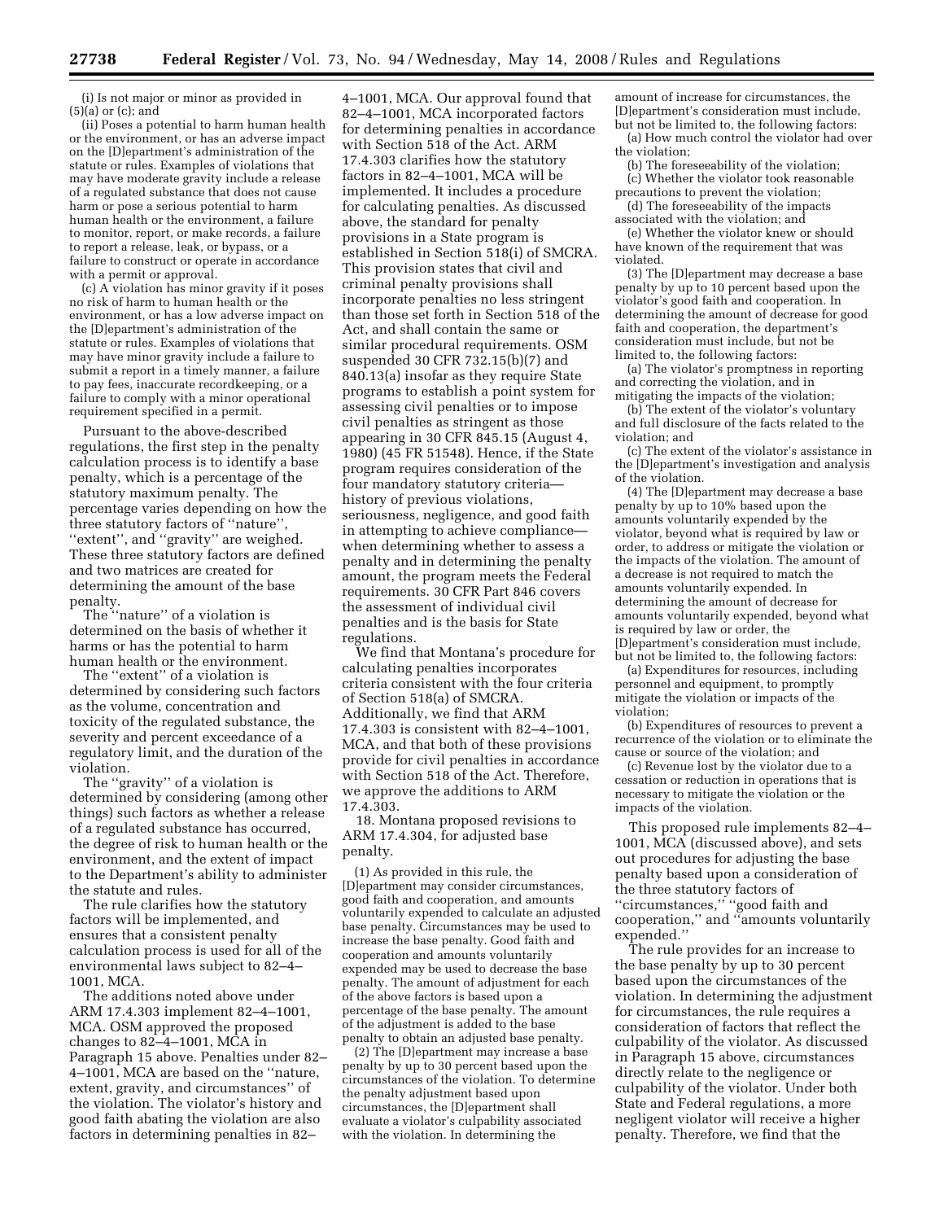(i) Is not major or minor as provided in (5)(a) or (c); and

(ii) Poses a potential to harm human health or the environment, or has an adverse impact on the [D]epartment's administration of the statute or rules. Examples of violations that may have moderate gravity include a release of a regulated substance that does not cause harm or pose a serious potential to harm human health or the environment, a failure to monitor, report, or make records, a failure to report a release, leak, or bypass, or a failure to construct or operate in accordance with a permit or approval.

(c) A violation has minor gravity if it poses no risk of harm to human health or the environment, or has a low adverse impact on the [D]epartment's administration of the statute or rules. Examples of violations that may have minor gravity include a failure to submit a report in a timely manner, a failure to pay fees, inaccurate recordkeeping, or a failure to comply with a minor operational requirement specified in a permit.

Pursuant to the above-described regulations, the first step in the penalty calculation process is to identify a base penalty, which is a percentage of the statutory maximum penalty. The percentage varies depending on how the three statutory factors of "nature", "extent", and "gravity" are weighed. These three statutory factors are defined and two matrices are created for determining the amount of the base penalty.

The "nature" of a violation is determined on the basis of whether it harms or has the potential to harm human health or the environment.

The "extent" of a violation is determined by considering such factors as the volume, concentration and toxicity of the regulated substance, the severity and percent exceedance of a regulatory limit, and the duration of the violation.

The "gravity" of a violation is determined by considering (among other things) such factors as whether a release of a regulated substance has occurred, the degree of risk to human health or the environment, and the extent of impact to the Department's ability to administer the statute and rules.

The rule clarifies how the statutory factors will be implemented, and ensures that a consistent penalty calculation process is used for all of the environmental laws subject to 82–4–1001, MCA.

The additions noted above under ARM 17.4.303 implement 82–4–1001, MCA. OSM approved the proposed changes to 82–4–1001, MCA in Paragraph 15 above. Penalties under 82–4–1001, MCA are based on the "nature, extent, gravity, and circumstances" of the violation. The violator's history and good faith abating the violation are also factors in determining penalties in 82–4–1001, MCA. Our approval found that 82–4–1001, MCA incorporated factors for determining penalties in accordance with Section 518 of the Act. ARM 17.4.303 clarifies how the statutory factors in 82–4–1001, MCA will be implemented. It includes a procedure for calculating penalties. As discussed above, the standard for penalty provisions in a State program is established in Section 518(i) of SMCRA. This provision states that civil and criminal penalty provisions shall incorporate penalties no less stringent than those set forth in Section 518 of the Act, and shall contain the same or similar procedural requirements. OSM suspended 30 CFR 732.15(b)(7) and 840.13(a) insofar as they require State programs to establish a point system for assessing civil penalties or to impose civil penalties as stringent as those appearing in 30 CFR 845.15 (August 4, 1980) (45 FR 51548). Hence, if the State program requires consideration of the four mandatory statutory criteria—history of previous violations, seriousness, negligence, and good faith in attempting to achieve compliance—when determining whether to assess a penalty and in determining the penalty amount, the program meets the Federal requirements. 30 CFR Part 846 covers the assessment of individual civil penalties and is the basis for State regulations.

We find that Montana's procedure for calculating penalties incorporates criteria consistent with the four criteria of Section 518(a) of SMCRA. Additionally, we find that ARM 17.4.303 is consistent with 82–4–1001, MCA, and that both of these provisions provide for civil penalties in accordance with Section 518 of the Act. Therefore, we approve the additions to ARM 17.4.303.

18. Montana proposed revisions to ARM 17.4.304, for adjusted base penalty.

(1) As provided in this rule, the [D]epartment may consider circumstances, good faith and cooperation, and amounts voluntarily expended to calculate an adjusted base penalty. Circumstances may be used to increase the base penalty. Good faith and cooperation and amounts voluntarily expended may be used to decrease the base penalty. The amount of adjustment for each of the above factors is based upon a percentage of the base penalty. The amount of the adjustment is added to the base penalty to obtain an adjusted base penalty.

(2) The [D]epartment may increase a base penalty by up to 30 percent based upon the circumstances of the violation. To determine the penalty adjustment based upon circumstances, the [D]epartment shall evaluate a violator's culpability associated with the violation. In determining the amount of increase for circumstances, the [D]epartment's consideration must include, but not be limited to, the following factors:

(a) How much control the violator had over the violation;

(b) The foreseeability of the violation;

(c) Whether the violator took reasonable precautions to prevent the violation;

(d) The foreseeability of the impacts associated with the violation; and

(e) Whether the violator knew or should have known of the requirement that was violated.

(3) The [D]epartment may decrease a base penalty by up to 10 percent based upon the violator's good faith and cooperation. In determining the amount of decrease for good faith and cooperation, the department's consideration must include, but not be limited to, the following factors:

(a) The violator's promptness in reporting and correcting the violation, and in mitigating the impacts of the violation;

(b) The extent of the violator's voluntary and full disclosure of the facts related to the violation; and

(c) The extent of the violator's assistance in the [D]epartment's investigation and analysis of the violation.

(4) The [D]epartment may decrease a base penalty by up to 10% based upon the amounts voluntarily expended by the violator, beyond what is required by law or order, to address or mitigate the violation or the impacts of the violation. The amount of a decrease is not required to match the amounts voluntarily expended. In determining the amount of decrease for amounts voluntarily expended, beyond what is required by law or order, the [D]epartment's consideration must include, but not be limited to, the following factors:

(a) Expenditures for resources, including personnel and equipment, to promptly mitigate the violation or impacts of the violation;

(b) Expenditures of resources to prevent a recurrence of the violation or to eliminate the cause or source of the violation; and

(c) Revenue lost by the violator due to a cessation or reduction in operations that is necessary to mitigate the violation or the impacts of the violation.

This proposed rule implements 82–4–1001, MCA (discussed above), and sets out procedures for adjusting the base penalty based upon a consideration of the three statutory factors of "circumstances," "good faith and cooperation," and "amounts voluntarily expended."

The rule provides for an increase to the base penalty by up to 30 percent based upon the circumstances of the violation. In determining the adjustment for circumstances, the rule requires a consideration of factors that reflect the culpability of the violator. As discussed in Paragraph 15 above, circumstances directly relate to the negligence or culpability of the violator. Under both State and Federal regulations, a more negligent violator will receive a higher penalty. Therefore, we find that the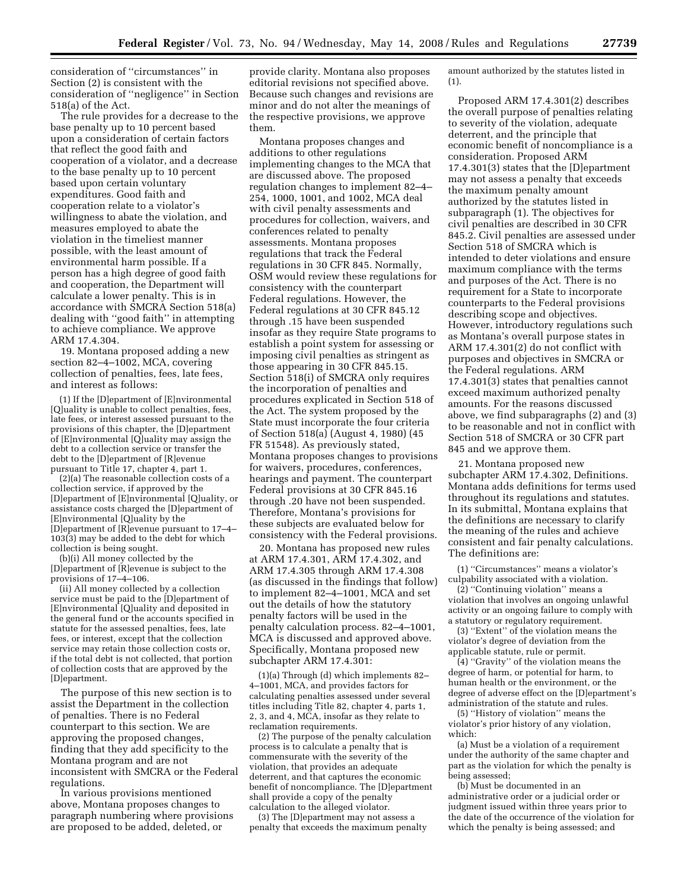consideration of ''circumstances'' in Section (2) is consistent with the consideration of ''negligence'' in Section 518(a) of the Act.

The rule provides for a decrease to the base penalty up to 10 percent based upon a consideration of certain factors that reflect the good faith and cooperation of a violator, and a decrease to the base penalty up to 10 percent based upon certain voluntary expenditures. Good faith and cooperation relate to a violator's willingness to abate the violation, and measures employed to abate the violation in the timeliest manner possible, with the least amount of environmental harm possible. If a person has a high degree of good faith and cooperation, the Department will calculate a lower penalty. This is in accordance with SMCRA Section 518(a) dealing with ''good faith'' in attempting to achieve compliance. We approve ARM 17.4.304.

19. Montana proposed adding a new section 82–4–1002, MCA, covering collection of penalties, fees, late fees, and interest as follows:

> (1) If the [D]epartment of [E]nvironmental [Q]uality is unable to collect penalties, fees, late fees, or interest assessed pursuant to the provisions of this chapter, the [D]epartment of [E]nvironmental [Q]uality may assign the debt to a collection service or transfer the debt to the [D]epartment of [R]evenue pursuant to Title 17, chapter 4, part 1.
>
> (2)(a) The reasonable collection costs of a collection service, if approved by the [D]epartment of [E]nvironmental [Q]uality, or assistance costs charged the [D]epartment of [E]nvironmental [Q]uality by the [D]epartment of [R]evenue pursuant to 17–4–103(3) may be added to the debt for which collection is being sought.
>
> (b)(i) All money collected by the [D]epartment of [R]evenue is subject to the provisions of 17–4–106.
>
> (ii) All money collected by a collection service must be paid to the [D]epartment of [E]nvironmental [Q]uality and deposited in the general fund or the accounts specified in statute for the assessed penalties, fees, late fees, or interest, except that the collection service may retain those collection costs or, if the total debt is not collected, that portion of collection costs that are approved by the [D]epartment.

The purpose of this new section is to assist the Department in the collection of penalties. There is no Federal counterpart to this section. We are approving the proposed changes, finding that they add specificity to the Montana program and are not inconsistent with SMCRA or the Federal regulations.

In various provisions mentioned above, Montana proposes changes to paragraph numbering where provisions are proposed to be added, deleted, or provide clarity. Montana also proposes editorial revisions not specified above. Because such changes and revisions are minor and do not alter the meanings of the respective provisions, we approve them.

Montana proposes changes and additions to other regulations implementing changes to the MCA that are discussed above. The proposed regulation changes to implement 82–4–254, 1000, 1001, and 1002, MCA deal with civil penalty assessments and procedures for collection, waivers, and conferences related to penalty assessments. Montana proposes regulations that track the Federal regulations in 30 CFR 845. Normally, OSM would review these regulations for consistency with the counterpart Federal regulations. However, the Federal regulations at 30 CFR 845.12 through .15 have been suspended insofar as they require State programs to establish a point system for assessing or imposing civil penalties as stringent as those appearing in 30 CFR 845.15. Section 518(i) of SMCRA only requires the incorporation of penalties and procedures explicated in Section 518 of the Act. The system proposed by the State must incorporate the four criteria of Section 518(a) (August 4, 1980) (45 FR 51548). As previously stated, Montana proposes changes to provisions for waivers, procedures, conferences, hearings and payment. The counterpart Federal provisions at 30 CFR 845.16 through .20 have not been suspended. Therefore, Montana's provisions for these subjects are evaluated below for consistency with the Federal provisions.

20. Montana has proposed new rules at ARM 17.4.301, ARM 17.4.302, and ARM 17.4.305 through ARM 17.4.308 (as discussed in the findings that follow) to implement 82–4–1001, MCA and set out the details of how the statutory penalty factors will be used in the penalty calculation process. 82–4–1001, MCA is discussed and approved above. Specifically, Montana proposed new subchapter ARM 17.4.301:

> (1)(a) Through (d) which implements 82–4–1001, MCA, and provides factors for calculating penalties assessed under several titles including Title 82, chapter 4, parts 1, 2, 3, and 4, MCA, insofar as they relate to reclamation requirements.
>
> (2) The purpose of the penalty calculation process is to calculate a penalty that is commensurate with the severity of the violation, that provides an adequate deterrent, and that captures the economic benefit of noncompliance. The [D]epartment shall provide a copy of the penalty calculation to the alleged violator.
>
> (3) The [D]epartment may not assess a penalty that exceeds the maximum penalty amount authorized by the statutes listed in (1).

Proposed ARM 17.4.301(2) describes the overall purpose of penalties relating to severity of the violation, adequate deterrent, and the principle that economic benefit of noncompliance is a consideration. Proposed ARM 17.4.301(3) states that the [D]epartment may not assess a penalty that exceeds the maximum penalty amount authorized by the statutes listed in subparagraph (1). The objectives for civil penalties are described in 30 CFR 845.2. Civil penalties are assessed under Section 518 of SMCRA which is intended to deter violations and ensure maximum compliance with the terms and purposes of the Act. There is no requirement for a State to incorporate counterparts to the Federal provisions describing scope and objectives. However, introductory regulations such as Montana's overall purpose states in ARM 17.4.301(2) do not conflict with purposes and objectives in SMCRA or the Federal regulations. ARM 17.4.301(3) states that penalties cannot exceed maximum authorized penalty amounts. For the reasons discussed above, we find subparagraphs (2) and (3) to be reasonable and not in conflict with Section 518 of SMCRA or 30 CFR part 845 and we approve them.

21. Montana proposed new subchapter ARM 17.4.302, Definitions. Montana adds definitions for terms used throughout its regulations and statutes. In its submittal, Montana explains that the definitions are necessary to clarify the meaning of the rules and achieve consistent and fair penalty calculations. The definitions are:

> (1) ''Circumstances'' means a violator's culpability associated with a violation.
>
> (2) ''Continuing violation'' means a violation that involves an ongoing unlawful activity or an ongoing failure to comply with a statutory or regulatory requirement.
>
> (3) ''Extent'' of the violation means the violator's degree of deviation from the applicable statute, rule or permit.
>
> (4) ''Gravity'' of the violation means the degree of harm, or potential for harm, to human health or the environment, or the degree of adverse effect on the [D]epartment's administration of the statute and rules.
>
> (5) ''History of violation'' means the violator's prior history of any violation, which:
>
> (a) Must be a violation of a requirement under the authority of the same chapter and part as the violation for which the penalty is being assessed;
>
> (b) Must be documented in an administrative order or a judicial order or judgment issued within three years prior to the date of the occurrence of the violation for which the penalty is being assessed; and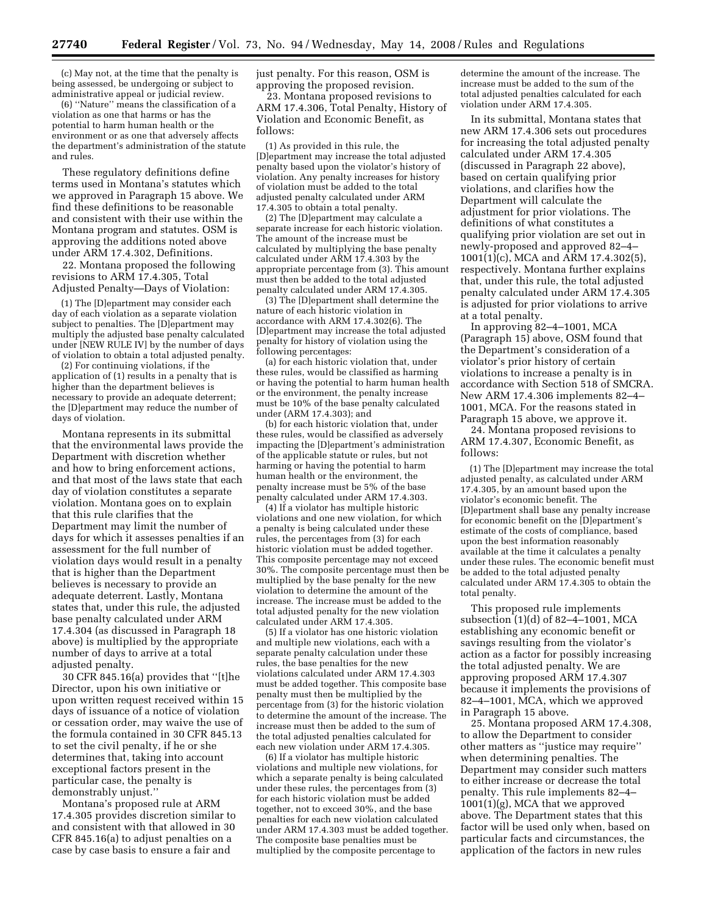(c) May not, at the time that the penalty is being assessed, be undergoing or subject to administrative appeal or judicial review.

(6) ''Nature'' means the classification of a violation as one that harms or has the potential to harm human health or the environment or as one that adversely affects the department's administration of the statute and rules.

These regulatory definitions define terms used in Montana's statutes which we approved in Paragraph 15 above. We find these definitions to be reasonable and consistent with their use within the Montana program and statutes. OSM is approving the additions noted above under ARM 17.4.302, Definitions.

22. Montana proposed the following revisions to ARM 17.4.305, Total Adjusted Penalty—Days of Violation:

(1) The [D]epartment may consider each day of each violation as a separate violation subject to penalties. The [D]epartment may multiply the adjusted base penalty calculated under [NEW RULE IV] by the number of days of violation to obtain a total adjusted penalty.

(2) For continuing violations, if the application of (1) results in a penalty that is higher than the department believes is necessary to provide an adequate deterrent; the [D]epartment may reduce the number of days of violation.

Montana represents in its submittal that the environmental laws provide the Department with discretion whether and how to bring enforcement actions, and that most of the laws state that each day of violation constitutes a separate violation. Montana goes on to explain that this rule clarifies that the Department may limit the number of days for which it assesses penalties if an assessment for the full number of violation days would result in a penalty that is higher than the Department believes is necessary to provide an adequate deterrent. Lastly, Montana states that, under this rule, the adjusted base penalty calculated under ARM 17.4.304 (as discussed in Paragraph 18 above) is multiplied by the appropriate number of days to arrive at a total adjusted penalty.

30 CFR 845.16(a) provides that ''[t]he Director, upon his own initiative or upon written request received within 15 days of issuance of a notice of violation or cessation order, may waive the use of the formula contained in 30 CFR 845.13 to set the civil penalty, if he or she determines that, taking into account exceptional factors present in the particular case, the penalty is demonstrably unjust.''

Montana's proposed rule at ARM 17.4.305 provides discretion similar to and consistent with that allowed in 30 CFR 845.16(a) to adjust penalties on a case by case basis to ensure a fair and just penalty. For this reason, OSM is approving the proposed revision.

23. Montana proposed revisions to ARM 17.4.306, Total Penalty, History of Violation and Economic Benefit, as follows:

(1) As provided in this rule, the [D]epartment may increase the total adjusted penalty based upon the violator's history of violation. Any penalty increases for history of violation must be added to the total adjusted penalty calculated under ARM 17.4.305 to obtain a total penalty.

(2) The [D]epartment may calculate a separate increase for each historic violation. The amount of the increase must be calculated by multiplying the base penalty calculated under ARM 17.4.303 by the appropriate percentage from (3). This amount must then be added to the total adjusted penalty calculated under ARM 17.4.305.

(3) The [D]epartment shall determine the nature of each historic violation in accordance with ARM 17.4.302(6). The [D]epartment may increase the total adjusted penalty for history of violation using the following percentages:

(a) for each historic violation that, under these rules, would be classified as harming or having the potential to harm human health or the environment, the penalty increase must be 10% of the base penalty calculated under (ARM 17.4.303); and

(b) for each historic violation that, under these rules, would be classified as adversely impacting the [D]epartment's administration of the applicable statute or rules, but not harming or having the potential to harm human health or the environment, the penalty increase must be 5% of the base penalty calculated under ARM 17.4.303.

(4) If a violator has multiple historic violations and one new violation, for which a penalty is being calculated under these rules, the percentages from (3) for each historic violation must be added together. This composite percentage may not exceed 30%. The composite percentage must then be multiplied by the base penalty for the new violation to determine the amount of the increase. The increase must be added to the total adjusted penalty for the new violation calculated under ARM 17.4.305.

(5) If a violator has one historic violation and multiple new violations, each with a separate penalty calculation under these rules, the base penalties for the new violations calculated under ARM 17.4.303 must be added together. This composite base penalty must then be multiplied by the percentage from (3) for the historic violation to determine the amount of the increase. The increase must then be added to the sum of the total adjusted penalties calculated for each new violation under ARM 17.4.305.

(6) If a violator has multiple historic violations and multiple new violations, for which a separate penalty is being calculated under these rules, the percentages from (3) for each historic violation must be added together, not to exceed 30%, and the base penalties for each new violation calculated under ARM 17.4.303 must be added together. The composite base penalties must be multiplied by the composite percentage to determine the amount of the increase. The increase must be added to the sum of the total adjusted penalties calculated for each violation under ARM 17.4.305.

In its submittal, Montana states that new ARM 17.4.306 sets out procedures for increasing the total adjusted penalty calculated under ARM 17.4.305 (discussed in Paragraph 22 above), based on certain qualifying prior violations, and clarifies how the Department will calculate the adjustment for prior violations. The definitions of what constitutes a qualifying prior violation are set out in newly-proposed and approved 82–4–1001(1)(c), MCA and ARM 17.4.302(5), respectively. Montana further explains that, under this rule, the total adjusted penalty calculated under ARM 17.4.305 is adjusted for prior violations to arrive at a total penalty.

In approving 82–4–1001, MCA (Paragraph 15) above, OSM found that the Department's consideration of a violator's prior history of certain violations to increase a penalty is in accordance with Section 518 of SMCRA. New ARM 17.4.306 implements 82–4–1001, MCA. For the reasons stated in Paragraph 15 above, we approve it.

24. Montana proposed revisions to ARM 17.4.307, Economic Benefit, as follows:

(1) The [D]epartment may increase the total adjusted penalty, as calculated under ARM 17.4.305, by an amount based upon the violator's economic benefit. The [D]epartment shall base any penalty increase for economic benefit on the [D]epartment's estimate of the costs of compliance, based upon the best information reasonably available at the time it calculates a penalty under these rules. The economic benefit must be added to the total adjusted penalty calculated under ARM 17.4.305 to obtain the total penalty.

This proposed rule implements subsection (1)(d) of 82–4–1001, MCA establishing any economic benefit or savings resulting from the violator's action as a factor for possibly increasing the total adjusted penalty. We are approving proposed ARM 17.4.307 because it implements the provisions of 82–4–1001, MCA, which we approved in Paragraph 15 above.

25. Montana proposed ARM 17.4.308, to allow the Department to consider other matters as ''justice may require'' when determining penalties. The Department may consider such matters to either increase or decrease the total penalty. This rule implements 82–4–1001(1)(g), MCA that we approved above. The Department states that this factor will be used only when, based on particular facts and circumstances, the application of the factors in new rules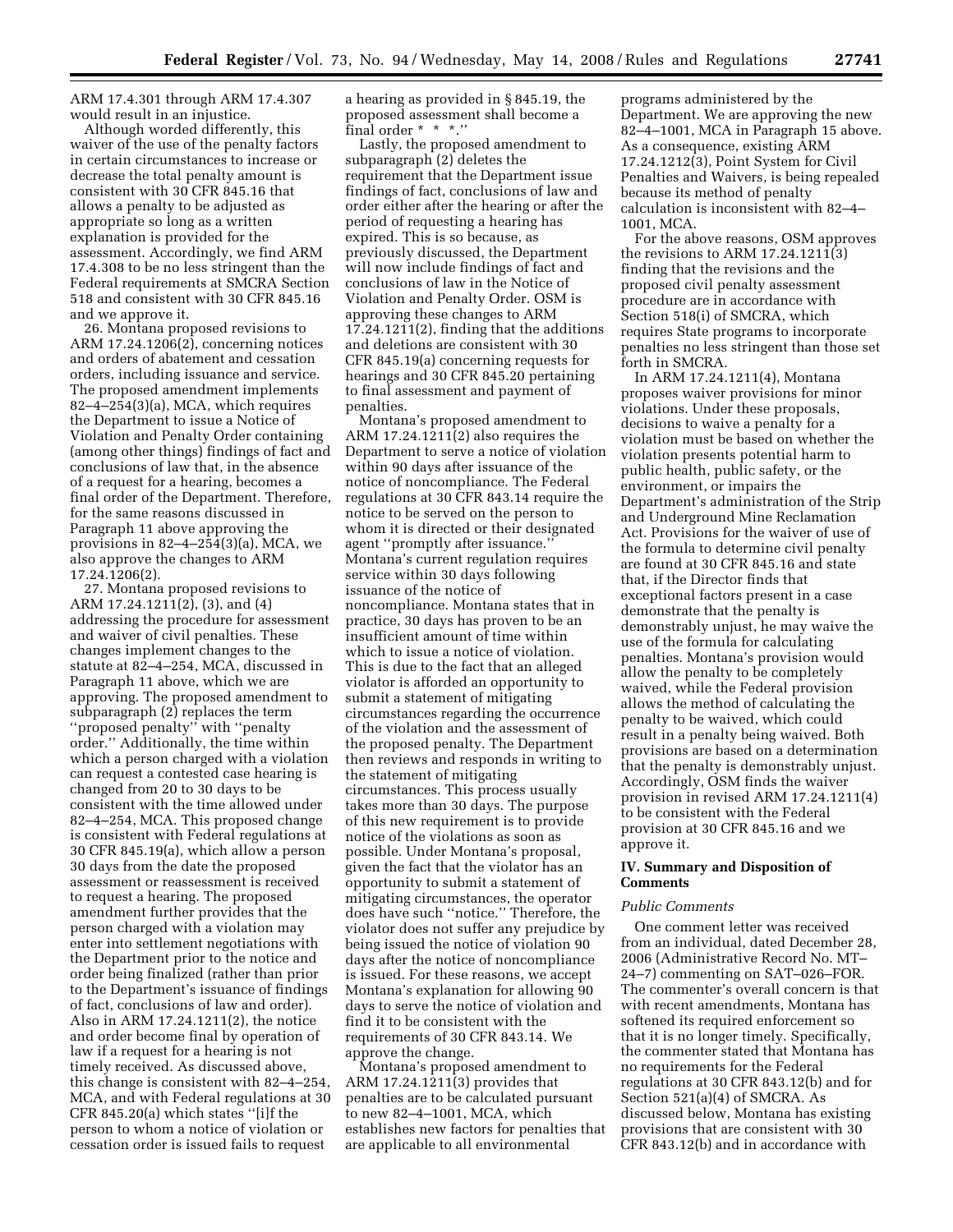ARM 17.4.301 through ARM 17.4.307 would result in an injustice.

Although worded differently, this waiver of the use of the penalty factors in certain circumstances to increase or decrease the total penalty amount is consistent with 30 CFR 845.16 that allows a penalty to be adjusted as appropriate so long as a written explanation is provided for the assessment. Accordingly, we find ARM 17.4.308 to be no less stringent than the Federal requirements at SMCRA Section 518 and consistent with 30 CFR 845.16 and we approve it.

26. Montana proposed revisions to ARM 17.24.1206(2), concerning notices and orders of abatement and cessation orders, including issuance and service. The proposed amendment implements 82–4–254(3)(a), MCA, which requires the Department to issue a Notice of Violation and Penalty Order containing (among other things) findings of fact and conclusions of law that, in the absence of a request for a hearing, becomes a final order of the Department. Therefore, for the same reasons discussed in Paragraph 11 above approving the provisions in 82–4–254(3)(a), MCA, we also approve the changes to ARM 17.24.1206(2).

27. Montana proposed revisions to ARM 17.24.1211(2), (3), and (4) addressing the procedure for assessment and waiver of civil penalties. These changes implement changes to the statute at 82–4–254, MCA, discussed in Paragraph 11 above, which we are approving. The proposed amendment to subparagraph (2) replaces the term ''proposed penalty'' with ''penalty order.'' Additionally, the time within which a person charged with a violation can request a contested case hearing is changed from 20 to 30 days to be consistent with the time allowed under 82–4–254, MCA. This proposed change is consistent with Federal regulations at 30 CFR 845.19(a), which allow a person 30 days from the date the proposed assessment or reassessment is received to request a hearing. The proposed amendment further provides that the person charged with a violation may enter into settlement negotiations with the Department prior to the notice and order being finalized (rather than prior to the Department's issuance of findings of fact, conclusions of law and order). Also in ARM 17.24.1211(2), the notice and order become final by operation of law if a request for a hearing is not timely received. As discussed above, this change is consistent with 82–4–254, MCA, and with Federal regulations at 30 CFR 845.20(a) which states ''[i]f the person to whom a notice of violation or cessation order is issued fails to request a hearing as provided in § 845.19, the proposed assessment shall become a final order * * *.''

Lastly, the proposed amendment to subparagraph (2) deletes the requirement that the Department issue findings of fact, conclusions of law and order either after the hearing or after the period of requesting a hearing has expired. This is so because, as previously discussed, the Department will now include findings of fact and conclusions of law in the Notice of Violation and Penalty Order. OSM is approving these changes to ARM 17.24.1211(2), finding that the additions and deletions are consistent with 30 CFR 845.19(a) concerning requests for hearings and 30 CFR 845.20 pertaining to final assessment and payment of penalties.

Montana's proposed amendment to ARM 17.24.1211(2) also requires the Department to serve a notice of violation within 90 days after issuance of the notice of noncompliance. The Federal regulations at 30 CFR 843.14 require the notice to be served on the person to whom it is directed or their designated agent ''promptly after issuance.'' Montana's current regulation requires service within 30 days following issuance of the notice of noncompliance. Montana states that in practice, 30 days has proven to be an insufficient amount of time within which to issue a notice of violation. This is due to the fact that an alleged violator is afforded an opportunity to submit a statement of mitigating circumstances regarding the occurrence of the violation and the assessment of the proposed penalty. The Department then reviews and responds in writing to the statement of mitigating circumstances. This process usually takes more than 30 days. The purpose of this new requirement is to provide notice of the violations as soon as possible. Under Montana's proposal, given the fact that the violator has an opportunity to submit a statement of mitigating circumstances, the operator does have such ''notice.'' Therefore, the violator does not suffer any prejudice by being issued the notice of violation 90 days after the notice of noncompliance is issued. For these reasons, we accept Montana's explanation for allowing 90 days to serve the notice of violation and find it to be consistent with the requirements of 30 CFR 843.14. We approve the change.

Montana's proposed amendment to ARM 17.24.1211(3) provides that penalties are to be calculated pursuant to new 82–4–1001, MCA, which establishes new factors for penalties that are applicable to all environmental programs administered by the Department. We are approving the new 82–4–1001, MCA in Paragraph 15 above. As a consequence, existing ARM 17.24.1212(3), Point System for Civil Penalties and Waivers, is being repealed because its method of penalty calculation is inconsistent with 82–4–1001, MCA.

For the above reasons, OSM approves the revisions to ARM 17.24.1211(3) finding that the revisions and the proposed civil penalty assessment procedure are in accordance with Section 518(i) of SMCRA, which requires State programs to incorporate penalties no less stringent than those set forth in SMCRA.

In ARM 17.24.1211(4), Montana proposes waiver provisions for minor violations. Under these proposals, decisions to waive a penalty for a violation must be based on whether the violation presents potential harm to public health, public safety, or the environment, or impairs the Department's administration of the Strip and Underground Mine Reclamation Act. Provisions for the waiver of use of the formula to determine civil penalty are found at 30 CFR 845.16 and state that, if the Director finds that exceptional factors present in a case demonstrate that the penalty is demonstrably unjust, he may waive the use of the formula for calculating penalties. Montana's provision would allow the penalty to be completely waived, while the Federal provision allows the method of calculating the penalty to be waived, which could result in a penalty being waived. Both provisions are based on a determination that the penalty is demonstrably unjust. Accordingly, OSM finds the waiver provision in revised ARM 17.24.1211(4) to be consistent with the Federal provision at 30 CFR 845.16 and we approve it.

## IV. Summary and Disposition of Comments

*Public Comments*

One comment letter was received from an individual, dated December 28, 2006 (Administrative Record No. MT–24–7) commenting on SAT–026–FOR. The commenter's overall concern is that with recent amendments, Montana has softened its required enforcement so that it is no longer timely. Specifically, the commenter stated that Montana has no requirements for the Federal regulations at 30 CFR 843.12(b) and for Section 521(a)(4) of SMCRA. As discussed below, Montana has existing provisions that are consistent with 30 CFR 843.12(b) and in accordance with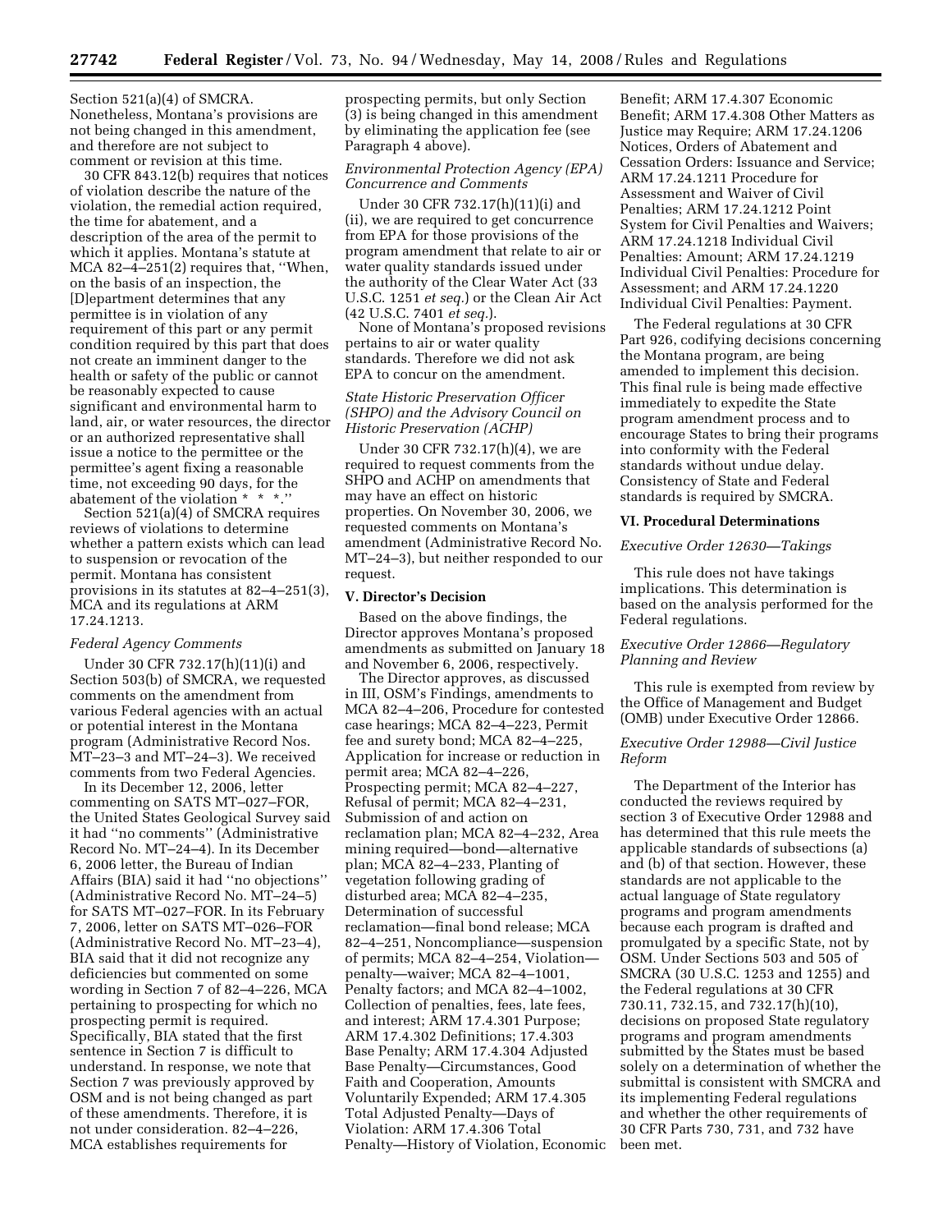Section 521(a)(4) of SMCRA. Nonetheless, Montana's provisions are not being changed in this amendment, and therefore are not subject to comment or revision at this time.

30 CFR 843.12(b) requires that notices of violation describe the nature of the violation, the remedial action required, the time for abatement, and a description of the area of the permit to which it applies. Montana's statute at MCA 82–4–251(2) requires that, ''When, on the basis of an inspection, the [D]epartment determines that any permittee is in violation of any requirement of this part or any permit condition required by this part that does not create an imminent danger to the health or safety of the public or cannot be reasonably expected to cause significant and environmental harm to land, air, or water resources, the director or an authorized representative shall issue a notice to the permittee or the permittee's agent fixing a reasonable time, not exceeding 90 days, for the abatement of the violation * * *.''

Section 521(a)(4) of SMCRA requires reviews of violations to determine whether a pattern exists which can lead to suspension or revocation of the permit. Montana has consistent provisions in its statutes at 82–4–251(3), MCA and its regulations at ARM 17.24.1213.

*Federal Agency Comments*

Under 30 CFR 732.17(h)(11)(i) and Section 503(b) of SMCRA, we requested comments on the amendment from various Federal agencies with an actual or potential interest in the Montana program (Administrative Record Nos. MT–23–3 and MT–24–3). We received comments from two Federal Agencies.

In its December 12, 2006, letter commenting on SATS MT–027–FOR, the United States Geological Survey said it had ''no comments'' (Administrative Record No. MT–24–4). In its December 6, 2006 letter, the Bureau of Indian Affairs (BIA) said it had ''no objections'' (Administrative Record No. MT–24–5) for SATS MT–027–FOR. In its February 7, 2006, letter on SATS MT–026–FOR (Administrative Record No. MT–23–4), BIA said that it did not recognize any deficiencies but commented on some wording in Section 7 of 82–4–226, MCA pertaining to prospecting for which no prospecting permit is required. Specifically, BIA stated that the first sentence in Section 7 is difficult to understand. In response, we note that Section 7 was previously approved by OSM and is not being changed as part of these amendments. Therefore, it is not under consideration. 82–4–226, MCA establishes requirements for prospecting permits, but only Section (3) is being changed in this amendment by eliminating the application fee (see Paragraph 4 above).

*Environmental Protection Agency (EPA) Concurrence and Comments*

Under 30 CFR 732.17(h)(11)(i) and (ii), we are required to get concurrence from EPA for those provisions of the program amendment that relate to air or water quality standards issued under the authority of the Clear Water Act (33 U.S.C. 1251 *et seq.*) or the Clean Air Act (42 U.S.C. 7401 *et seq.*).

None of Montana's proposed revisions pertains to air or water quality standards. Therefore we did not ask EPA to concur on the amendment.

*State Historic Preservation Officer (SHPO) and the Advisory Council on Historic Preservation (ACHP)*

Under 30 CFR 732.17(h)(4), we are required to request comments from the SHPO and ACHP on amendments that may have an effect on historic properties. On November 30, 2006, we requested comments on Montana's amendment (Administrative Record No. MT–24–3), but neither responded to our request.

## V. Director's Decision

Based on the above findings, the Director approves Montana's proposed amendments as submitted on January 18 and November 6, 2006, respectively.

The Director approves, as discussed in III, OSM's Findings, amendments to MCA 82–4–206, Procedure for contested case hearings; MCA 82–4–223, Permit fee and surety bond; MCA 82–4–225, Application for increase or reduction in permit area; MCA 82–4–226, Prospecting permit; MCA 82–4–227, Refusal of permit; MCA 82–4–231, Submission of and action on reclamation plan; MCA 82–4–232, Area mining required—bond—alternative plan; MCA 82–4–233, Planting of vegetation following grading of disturbed area; MCA 82–4–235, Determination of successful reclamation—final bond release; MCA 82–4–251, Noncompliance—suspension of permits; MCA 82–4–254, Violation—penalty—waiver; MCA 82–4–1001, Penalty factors; and MCA 82–4–1002, Collection of penalties, fees, late fees, and interest; ARM 17.4.301 Purpose; ARM 17.4.302 Definitions; 17.4.303 Base Penalty; ARM 17.4.304 Adjusted Base Penalty—Circumstances, Good Faith and Cooperation, Amounts Voluntarily Expended; ARM 17.4.305 Total Adjusted Penalty—Days of Violation: ARM 17.4.306 Total Penalty—History of Violation, Economic Benefit; ARM 17.4.307 Economic Benefit; ARM 17.4.308 Other Matters as Justice may Require; ARM 17.24.1206 Notices, Orders of Abatement and Cessation Orders: Issuance and Service; ARM 17.24.1211 Procedure for Assessment and Waiver of Civil Penalties; ARM 17.24.1212 Point System for Civil Penalties and Waivers; ARM 17.24.1218 Individual Civil Penalties: Amount; ARM 17.24.1219 Individual Civil Penalties: Procedure for Assessment; and ARM 17.24.1220 Individual Civil Penalties: Payment.

The Federal regulations at 30 CFR Part 926, codifying decisions concerning the Montana program, are being amended to implement this decision. This final rule is being made effective immediately to expedite the State program amendment process and to encourage States to bring their programs into conformity with the Federal standards without undue delay. Consistency of State and Federal standards is required by SMCRA.

## VI. Procedural Determinations

*Executive Order 12630—Takings*

This rule does not have takings implications. This determination is based on the analysis performed for the Federal regulations.

*Executive Order 12866—Regulatory Planning and Review*

This rule is exempted from review by the Office of Management and Budget (OMB) under Executive Order 12866.

*Executive Order 12988—Civil Justice Reform*

The Department of the Interior has conducted the reviews required by section 3 of Executive Order 12988 and has determined that this rule meets the applicable standards of subsections (a) and (b) of that section. However, these standards are not applicable to the actual language of State regulatory programs and program amendments because each program is drafted and promulgated by a specific State, not by OSM. Under Sections 503 and 505 of SMCRA (30 U.S.C. 1253 and 1255) and the Federal regulations at 30 CFR 730.11, 732.15, and 732.17(h)(10), decisions on proposed State regulatory programs and program amendments submitted by the States must be based solely on a determination of whether the submittal is consistent with SMCRA and its implementing Federal regulations and whether the other requirements of 30 CFR Parts 730, 731, and 732 have been met.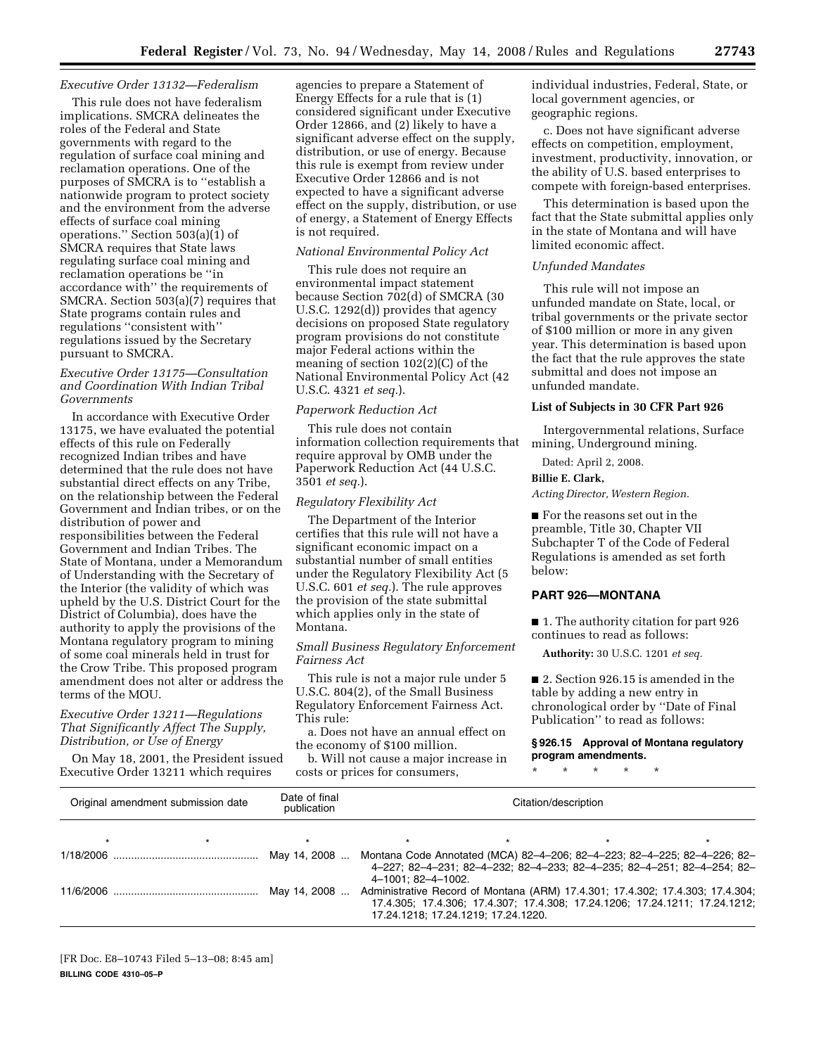*Executive Order 13132—Federalism*

This rule does not have federalism implications. SMCRA delineates the roles of the Federal and State governments with regard to the regulation of surface coal mining and reclamation operations. One of the purposes of SMCRA is to ''establish a nationwide program to protect society and the environment from the adverse effects of surface coal mining operations.'' Section 503(a)(1) of SMCRA requires that State laws regulating surface coal mining and reclamation operations be ''in accordance with'' the requirements of SMCRA. Section 503(a)(7) requires that State programs contain rules and regulations ''consistent with'' regulations issued by the Secretary pursuant to SMCRA.

*Executive Order 13175—Consultation and Coordination With Indian Tribal Governments*

In accordance with Executive Order 13175, we have evaluated the potential effects of this rule on Federally recognized Indian tribes and have determined that the rule does not have substantial direct effects on any Tribe, on the relationship between the Federal Government and Indian tribes, or on the distribution of power and responsibilities between the Federal Government and Indian Tribes. The State of Montana, under a Memorandum of Understanding with the Secretary of the Interior (the validity of which was upheld by the U.S. District Court for the District of Columbia), does have the authority to apply the provisions of the Montana regulatory program to mining of some coal minerals held in trust for the Crow Tribe. This proposed program amendment does not alter or address the terms of the MOU.

*Executive Order 13211—Regulations That Significantly Affect The Supply, Distribution, or Use of Energy*

On May 18, 2001, the President issued Executive Order 13211 which requires agencies to prepare a Statement of Energy Effects for a rule that is (1) considered significant under Executive Order 12866, and (2) likely to have a significant adverse effect on the supply, distribution, or use of energy. Because this rule is exempt from review under Executive Order 12866 and is not expected to have a significant adverse effect on the supply, distribution, or use of energy, a Statement of Energy Effects is not required.

*National Environmental Policy Act*

This rule does not require an environmental impact statement because Section 702(d) of SMCRA (30 U.S.C. 1292(d)) provides that agency decisions on proposed State regulatory program provisions do not constitute major Federal actions within the meaning of section 102(2)(C) of the National Environmental Policy Act (42 U.S.C. 4321 *et seq.*).

*Paperwork Reduction Act*

This rule does not contain information collection requirements that require approval by OMB under the Paperwork Reduction Act (44 U.S.C. 3501 *et seq.*).

*Regulatory Flexibility Act*

The Department of the Interior certifies that this rule will not have a significant economic impact on a substantial number of small entities under the Regulatory Flexibility Act (5 U.S.C. 601 *et seq.*). The rule approves the provision of the state submittal which applies only in the state of Montana.

*Small Business Regulatory Enforcement Fairness Act*

This rule is not a major rule under 5 U.S.C. 804(2), of the Small Business Regulatory Enforcement Fairness Act. This rule:

a. Does not have an annual effect on the economy of $100 million.

b. Will not cause a major increase in costs or prices for consumers, individual industries, Federal, State, or local government agencies, or geographic regions.

c. Does not have significant adverse effects on competition, employment, investment, productivity, innovation, or the ability of U.S. based enterprises to compete with foreign-based enterprises.

This determination is based upon the fact that the State submittal applies only in the state of Montana and will have limited economic affect.

*Unfunded Mandates*

This rule will not impose an unfunded mandate on State, local, or tribal governments or the private sector of $100 million or more in any given year. This determination is based upon the fact that the rule approves the state submittal and does not impose an unfunded mandate.

**List of Subjects in 30 CFR Part 926**

Intergovernmental relations, Surface mining, Underground mining.

Dated: April 2, 2008.

**Billie E. Clark,**

*Acting Director, Western Region.*

■ For the reasons set out in the preamble, Title 30, Chapter VII Subchapter T of the Code of Federal Regulations is amended as set forth below:

**PART 926—MONTANA**

■ 1. The authority citation for part 926 continues to read as follows:

**Authority:** 30 U.S.C. 1201 *et seq.*

■ 2. Section 926.15 is amended in the table by adding a new entry in chronological order by ''Date of Final Publication'' to read as follows:

**§ 926.15 Approval of Montana regulatory program amendments.**

\* \* \* \* \*

| Original amendment submission date | Date of final publication | Citation/description |
|---|---|---|
| \* \* | \* | \* \* \* \* |
| 1/18/2006 | May 14, 2008 | Montana Code Annotated (MCA) 82–4–206; 82–4–223; 82–4–225; 82–4–226; 82–4–227; 82–4–231; 82–4–232; 82–4–233; 82–4–235; 82–4–251; 82–4–254; 82–4–1001; 82–4–1002. |
| 11/6/2006 | May 14, 2008 | Administrative Record of Montana (ARM) 17.4.301; 17.4.302; 17.4.303; 17.4.304; 17.4.305; 17.4.306; 17.4.307; 17.4.308; 17.24.1206; 17.24.1211; 17.24.1212; 17.24.1218; 17.24.1219; 17.24.1220. |

[FR Doc. E8–10743 Filed 5–13–08; 8:45 am]

**BILLING CODE 4310–05–P**